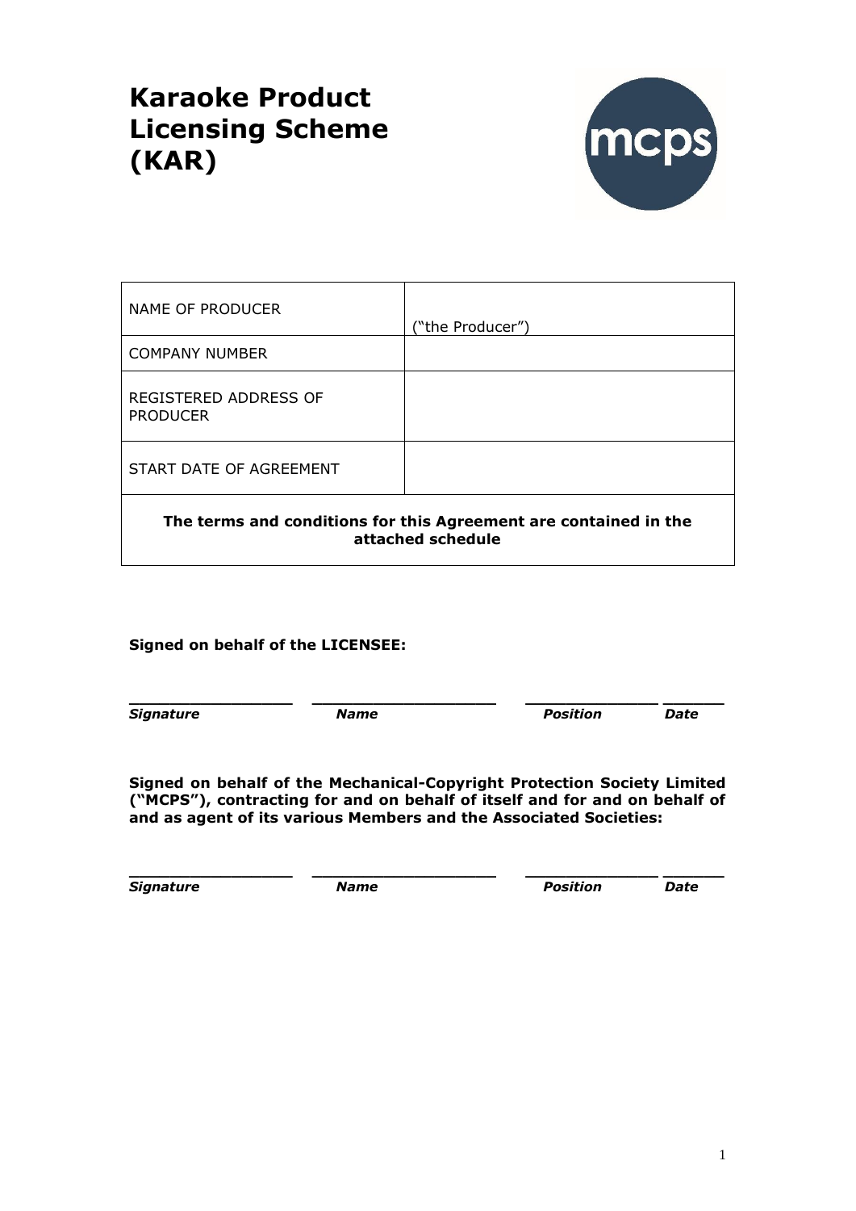# Karaoke Product Licensing Scheme (KAR)

| NAME OF PRODUCER | ("the Producer") |
|---|---|
| COMPANY NUMBER | |
| REGISTERED ADDRESS OF PRODUCER | |
| START DATE OF AGREEMENT | |
| **The terms and conditions for this Agreement are contained in the attached schedule** | |

**Signed on behalf of the LICENSEE:**

| ____________________ | ____________________ | ____________________ | __________ |
|---|---|---|---|
| ***Signature*** | ***Name*** | ***Position*** | ***Date*** |

**Signed on behalf of the Mechanical-Copyright Protection Society Limited ("MCPS"), contracting for and on behalf of itself and for and on behalf of and as agent of its various Members and the Associated Societies:**

| ____________________ | ____________________ | ____________________ | __________ |
|---|---|---|---|
| ***Signature*** | ***Name*** | ***Position*** | ***Date*** |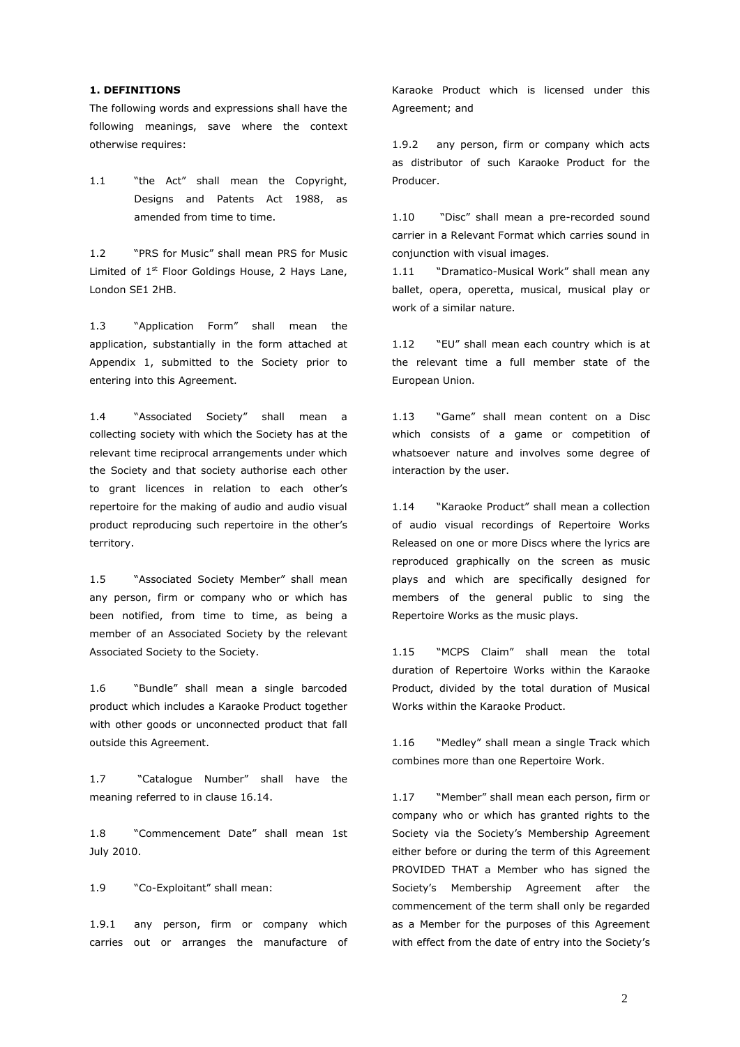**1. DEFINITIONS**

The following words and expressions shall have the following meanings, save where the context otherwise requires:

1.1 "the Act" shall mean the Copyright, Designs and Patents Act 1988, as amended from time to time.

1.2 "PRS for Music" shall mean PRS for Music Limited of 1st Floor Goldings House, 2 Hays Lane, London SE1 2HB.

1.3 "Application Form" shall mean the application, substantially in the form attached at Appendix 1, submitted to the Society prior to entering into this Agreement.

1.4 "Associated Society" shall mean a collecting society with which the Society has at the relevant time reciprocal arrangements under which the Society and that society authorise each other to grant licences in relation to each other's repertoire for the making of audio and audio visual product reproducing such repertoire in the other's territory.

1.5 "Associated Society Member" shall mean any person, firm or company who or which has been notified, from time to time, as being a member of an Associated Society by the relevant Associated Society to the Society.

1.6 "Bundle" shall mean a single barcoded product which includes a Karaoke Product together with other goods or unconnected product that fall outside this Agreement.

1.7 "Catalogue Number" shall have the meaning referred to in clause 16.14.

1.8 "Commencement Date" shall mean 1st July 2010.

1.9 "Co-Exploitant" shall mean:

1.9.1 any person, firm or company which carries out or arranges the manufacture of Karaoke Product which is licensed under this Agreement; and

1.9.2 any person, firm or company which acts as distributor of such Karaoke Product for the Producer.

1.10 "Disc" shall mean a pre-recorded sound carrier in a Relevant Format which carries sound in conjunction with visual images.

1.11 "Dramatico-Musical Work" shall mean any ballet, opera, operetta, musical, musical play or work of a similar nature.

1.12 "EU" shall mean each country which is at the relevant time a full member state of the European Union.

1.13 "Game" shall mean content on a Disc which consists of a game or competition of whatsoever nature and involves some degree of interaction by the user.

1.14 "Karaoke Product" shall mean a collection of audio visual recordings of Repertoire Works Released on one or more Discs where the lyrics are reproduced graphically on the screen as music plays and which are specifically designed for members of the general public to sing the Repertoire Works as the music plays.

1.15 "MCPS Claim" shall mean the total duration of Repertoire Works within the Karaoke Product, divided by the total duration of Musical Works within the Karaoke Product.

1.16 "Medley" shall mean a single Track which combines more than one Repertoire Work.

1.17 "Member" shall mean each person, firm or company who or which has granted rights to the Society via the Society's Membership Agreement either before or during the term of this Agreement PROVIDED THAT a Member who has signed the Society's Membership Agreement after the commencement of the term shall only be regarded as a Member for the purposes of this Agreement with effect from the date of entry into the Society's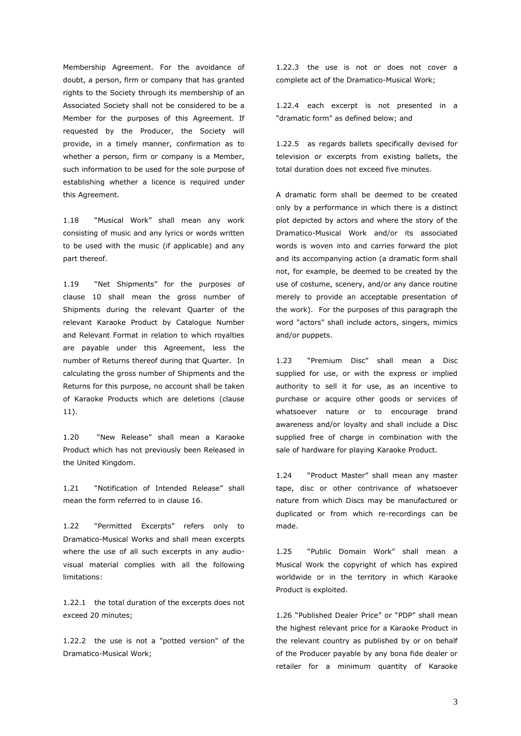Membership Agreement. For the avoidance of doubt, a person, firm or company that has granted rights to the Society through its membership of an Associated Society shall not be considered to be a Member for the purposes of this Agreement. If requested by the Producer, the Society will provide, in a timely manner, confirmation as to whether a person, firm or company is a Member, such information to be used for the sole purpose of establishing whether a licence is required under this Agreement.

1.18 "Musical Work" shall mean any work consisting of music and any lyrics or words written to be used with the music (if applicable) and any part thereof.

1.19 "Net Shipments" for the purposes of clause 10 shall mean the gross number of Shipments during the relevant Quarter of the relevant Karaoke Product by Catalogue Number and Relevant Format in relation to which royalties are payable under this Agreement, less the number of Returns thereof during that Quarter. In calculating the gross number of Shipments and the Returns for this purpose, no account shall be taken of Karaoke Products which are deletions (clause 11).

1.20 "New Release" shall mean a Karaoke Product which has not previously been Released in the United Kingdom.

1.21 "Notification of Intended Release" shall mean the form referred to in clause 16.

1.22 "Permitted Excerpts" refers only to Dramatico-Musical Works and shall mean excerpts where the use of all such excerpts in any audio-visual material complies with all the following limitations:

1.22.1 the total duration of the excerpts does not exceed 20 minutes;

1.22.2 the use is not a "potted version" of the Dramatico-Musical Work;

1.22.3 the use is not or does not cover a complete act of the Dramatico-Musical Work;

1.22.4 each excerpt is not presented in a "dramatic form" as defined below; and

1.22.5 as regards ballets specifically devised for television or excerpts from existing ballets, the total duration does not exceed five minutes.

A dramatic form shall be deemed to be created only by a performance in which there is a distinct plot depicted by actors and where the story of the Dramatico-Musical Work and/or its associated words is woven into and carries forward the plot and its accompanying action (a dramatic form shall not, for example, be deemed to be created by the use of costume, scenery, and/or any dance routine merely to provide an acceptable presentation of the work). For the purposes of this paragraph the word "actors" shall include actors, singers, mimics and/or puppets.

1.23 "Premium Disc" shall mean a Disc supplied for use, or with the express or implied authority to sell it for use, as an incentive to purchase or acquire other goods or services of whatsoever nature or to encourage brand awareness and/or loyalty and shall include a Disc supplied free of charge in combination with the sale of hardware for playing Karaoke Product.

1.24 "Product Master" shall mean any master tape, disc or other contrivance of whatsoever nature from which Discs may be manufactured or duplicated or from which re-recordings can be made.

1.25 "Public Domain Work" shall mean a Musical Work the copyright of which has expired worldwide or in the territory in which Karaoke Product is exploited.

1.26 "Published Dealer Price" or "PDP" shall mean the highest relevant price for a Karaoke Product in the relevant country as published by or on behalf of the Producer payable by any bona fide dealer or retailer for a minimum quantity of Karaoke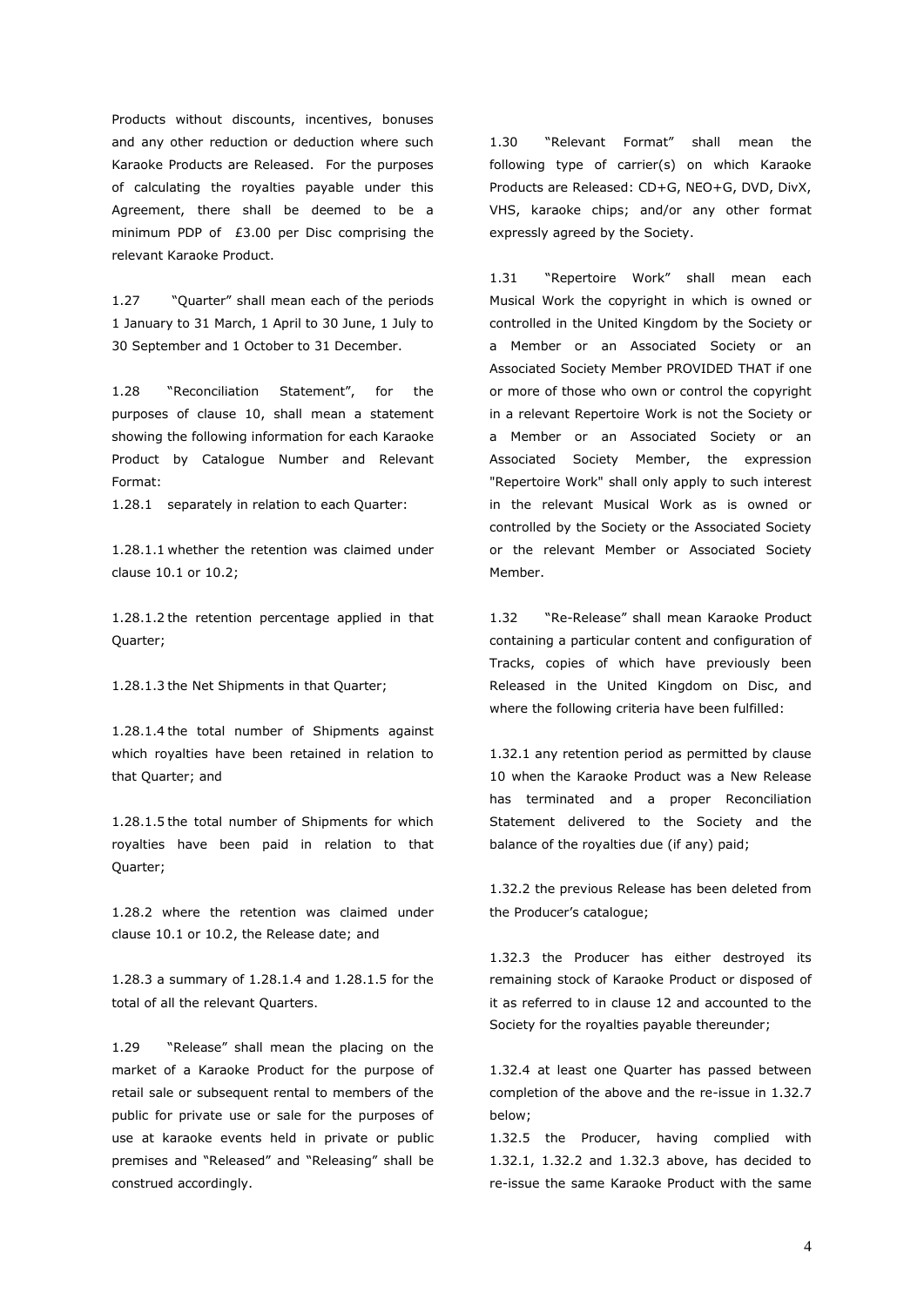Products without discounts, incentives, bonuses and any other reduction or deduction where such Karaoke Products are Released. For the purposes of calculating the royalties payable under this Agreement, there shall be deemed to be a minimum PDP of £3.00 per Disc comprising the relevant Karaoke Product.

1.27 "Quarter" shall mean each of the periods 1 January to 31 March, 1 April to 30 June, 1 July to 30 September and 1 October to 31 December.

1.28 "Reconciliation Statement", for the purposes of clause 10, shall mean a statement showing the following information for each Karaoke Product by Catalogue Number and Relevant Format:

1.28.1 separately in relation to each Quarter:

1.28.1.1 whether the retention was claimed under clause 10.1 or 10.2;

1.28.1.2 the retention percentage applied in that Quarter;

1.28.1.3 the Net Shipments in that Quarter;

1.28.1.4 the total number of Shipments against which royalties have been retained in relation to that Quarter; and

1.28.1.5 the total number of Shipments for which royalties have been paid in relation to that Quarter;

1.28.2 where the retention was claimed under clause 10.1 or 10.2, the Release date; and

1.28.3 a summary of 1.28.1.4 and 1.28.1.5 for the total of all the relevant Quarters.

1.29 "Release" shall mean the placing on the market of a Karaoke Product for the purpose of retail sale or subsequent rental to members of the public for private use or sale for the purposes of use at karaoke events held in private or public premises and "Released" and "Releasing" shall be construed accordingly.

1.30 "Relevant Format" shall mean the following type of carrier(s) on which Karaoke Products are Released: CD+G, NEO+G, DVD, DivX, VHS, karaoke chips; and/or any other format expressly agreed by the Society.

1.31 "Repertoire Work" shall mean each Musical Work the copyright in which is owned or controlled in the United Kingdom by the Society or a Member or an Associated Society or an Associated Society Member PROVIDED THAT if one or more of those who own or control the copyright in a relevant Repertoire Work is not the Society or a Member or an Associated Society or an Associated Society Member, the expression "Repertoire Work" shall only apply to such interest in the relevant Musical Work as is owned or controlled by the Society or the Associated Society or the relevant Member or Associated Society Member.

1.32 "Re-Release" shall mean Karaoke Product containing a particular content and configuration of Tracks, copies of which have previously been Released in the United Kingdom on Disc, and where the following criteria have been fulfilled:

1.32.1 any retention period as permitted by clause 10 when the Karaoke Product was a New Release has terminated and a proper Reconciliation Statement delivered to the Society and the balance of the royalties due (if any) paid;

1.32.2 the previous Release has been deleted from the Producer's catalogue;

1.32.3 the Producer has either destroyed its remaining stock of Karaoke Product or disposed of it as referred to in clause 12 and accounted to the Society for the royalties payable thereunder;

1.32.4 at least one Quarter has passed between completion of the above and the re-issue in 1.32.7 below;

1.32.5 the Producer, having complied with 1.32.1, 1.32.2 and 1.32.3 above, has decided to re-issue the same Karaoke Product with the same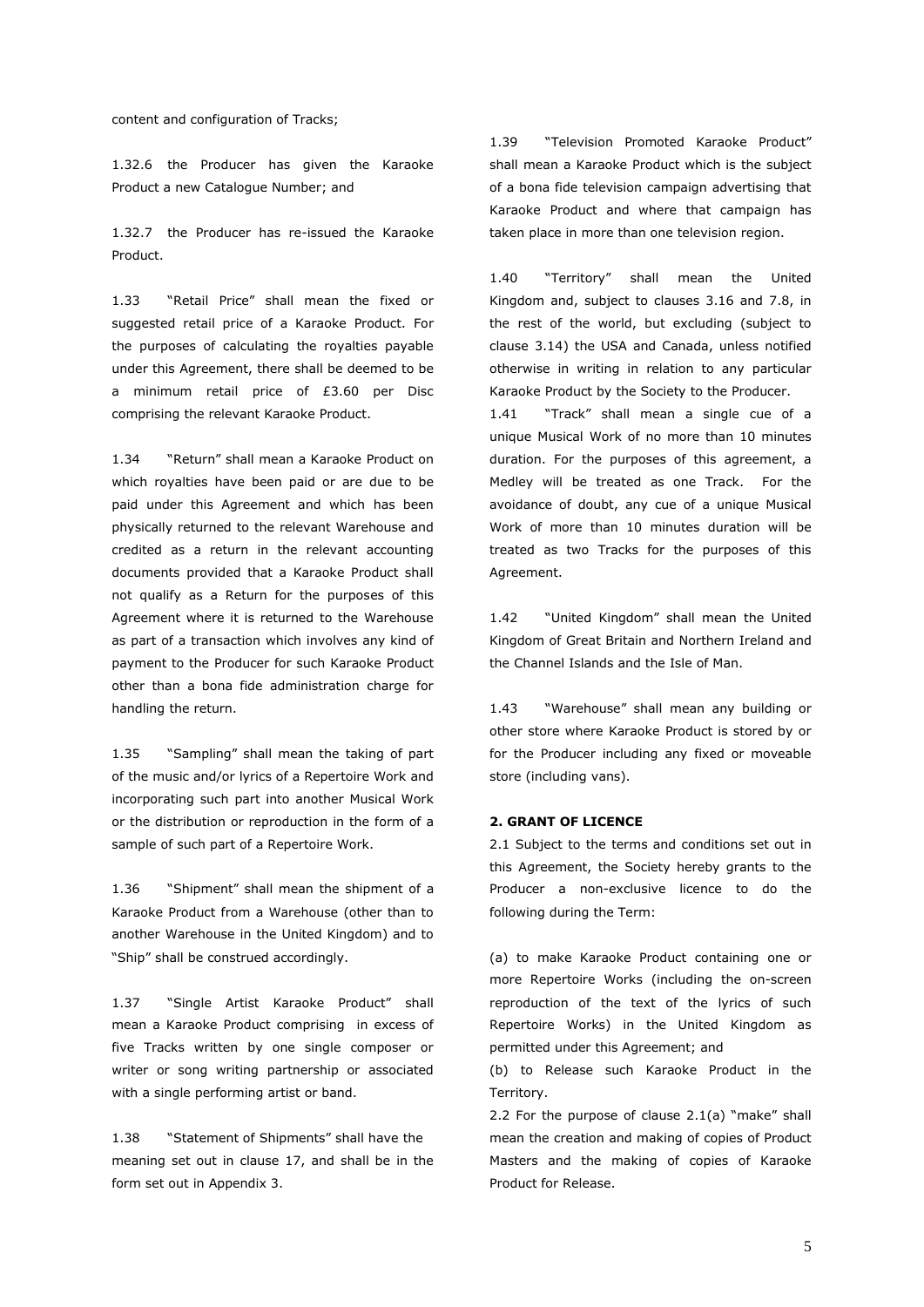content and configuration of Tracks;

1.32.6 the Producer has given the Karaoke Product a new Catalogue Number; and

1.32.7 the Producer has re-issued the Karaoke Product.

1.33 "Retail Price" shall mean the fixed or suggested retail price of a Karaoke Product. For the purposes of calculating the royalties payable under this Agreement, there shall be deemed to be a minimum retail price of £3.60 per Disc comprising the relevant Karaoke Product.

1.34 "Return" shall mean a Karaoke Product on which royalties have been paid or are due to be paid under this Agreement and which has been physically returned to the relevant Warehouse and credited as a return in the relevant accounting documents provided that a Karaoke Product shall not qualify as a Return for the purposes of this Agreement where it is returned to the Warehouse as part of a transaction which involves any kind of payment to the Producer for such Karaoke Product other than a bona fide administration charge for handling the return.

1.35 "Sampling" shall mean the taking of part of the music and/or lyrics of a Repertoire Work and incorporating such part into another Musical Work or the distribution or reproduction in the form of a sample of such part of a Repertoire Work.

1.36 "Shipment" shall mean the shipment of a Karaoke Product from a Warehouse (other than to another Warehouse in the United Kingdom) and to "Ship" shall be construed accordingly.

1.37 "Single Artist Karaoke Product" shall mean a Karaoke Product comprising in excess of five Tracks written by one single composer or writer or song writing partnership or associated with a single performing artist or band.

1.38 "Statement of Shipments" shall have the meaning set out in clause 17, and shall be in the form set out in Appendix 3.

1.39 "Television Promoted Karaoke Product" shall mean a Karaoke Product which is the subject of a bona fide television campaign advertising that Karaoke Product and where that campaign has taken place in more than one television region.

1.40 "Territory" shall mean the United Kingdom and, subject to clauses 3.16 and 7.8, in the rest of the world, but excluding (subject to clause 3.14) the USA and Canada, unless notified otherwise in writing in relation to any particular Karaoke Product by the Society to the Producer.

1.41 "Track" shall mean a single cue of a unique Musical Work of no more than 10 minutes duration. For the purposes of this agreement, a Medley will be treated as one Track. For the avoidance of doubt, any cue of a unique Musical Work of more than 10 minutes duration will be treated as two Tracks for the purposes of this Agreement.

1.42 "United Kingdom" shall mean the United Kingdom of Great Britain and Northern Ireland and the Channel Islands and the Isle of Man.

1.43 "Warehouse" shall mean any building or other store where Karaoke Product is stored by or for the Producer including any fixed or moveable store (including vans).

**2. GRANT OF LICENCE**

2.1 Subject to the terms and conditions set out in this Agreement, the Society hereby grants to the Producer a non-exclusive licence to do the following during the Term:

(a) to make Karaoke Product containing one or more Repertoire Works (including the on-screen reproduction of the text of the lyrics of such Repertoire Works) in the United Kingdom as permitted under this Agreement; and

(b) to Release such Karaoke Product in the Territory.

2.2 For the purpose of clause 2.1(a) "make" shall mean the creation and making of copies of Product Masters and the making of copies of Karaoke Product for Release.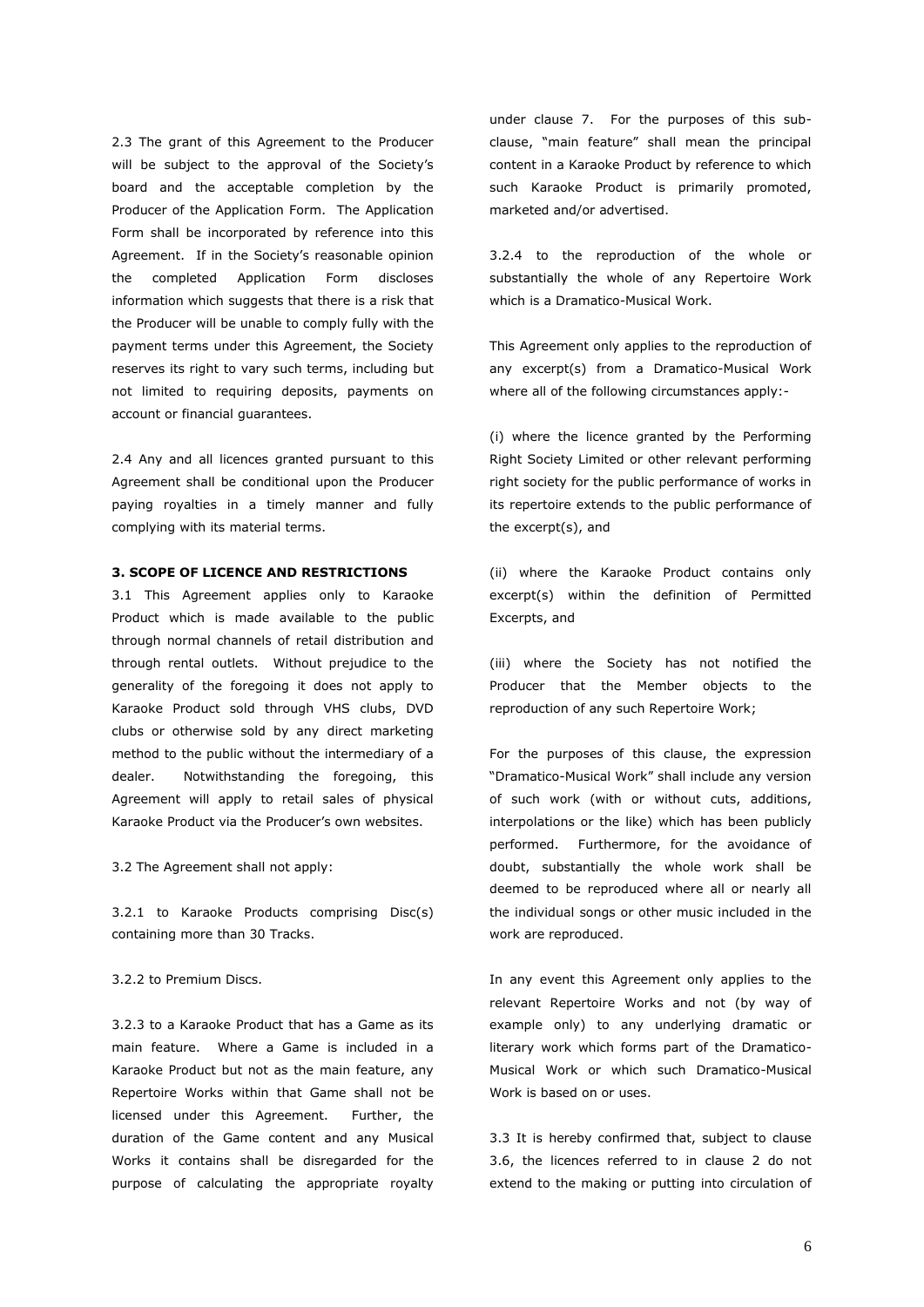2.3 The grant of this Agreement to the Producer will be subject to the approval of the Society's board and the acceptable completion by the Producer of the Application Form. The Application Form shall be incorporated by reference into this Agreement. If in the Society's reasonable opinion the completed Application Form discloses information which suggests that there is a risk that the Producer will be unable to comply fully with the payment terms under this Agreement, the Society reserves its right to vary such terms, including but not limited to requiring deposits, payments on account or financial guarantees.

2.4 Any and all licences granted pursuant to this Agreement shall be conditional upon the Producer paying royalties in a timely manner and fully complying with its material terms.

**3. SCOPE OF LICENCE AND RESTRICTIONS**

3.1 This Agreement applies only to Karaoke Product which is made available to the public through normal channels of retail distribution and through rental outlets. Without prejudice to the generality of the foregoing it does not apply to Karaoke Product sold through VHS clubs, DVD clubs or otherwise sold by any direct marketing method to the public without the intermediary of a dealer. Notwithstanding the foregoing, this Agreement will apply to retail sales of physical Karaoke Product via the Producer's own websites.

3.2 The Agreement shall not apply:

3.2.1 to Karaoke Products comprising Disc(s) containing more than 30 Tracks.

3.2.2 to Premium Discs.

3.2.3 to a Karaoke Product that has a Game as its main feature. Where a Game is included in a Karaoke Product but not as the main feature, any Repertoire Works within that Game shall not be licensed under this Agreement. Further, the duration of the Game content and any Musical Works it contains shall be disregarded for the purpose of calculating the appropriate royalty under clause 7. For the purposes of this sub-clause, "main feature" shall mean the principal content in a Karaoke Product by reference to which such Karaoke Product is primarily promoted, marketed and/or advertised.

3.2.4 to the reproduction of the whole or substantially the whole of any Repertoire Work which is a Dramatico-Musical Work.

This Agreement only applies to the reproduction of any excerpt(s) from a Dramatico-Musical Work where all of the following circumstances apply:-

(i) where the licence granted by the Performing Right Society Limited or other relevant performing right society for the public performance of works in its repertoire extends to the public performance of the excerpt(s), and

(ii) where the Karaoke Product contains only excerpt(s) within the definition of Permitted Excerpts, and

(iii) where the Society has not notified the Producer that the Member objects to the reproduction of any such Repertoire Work;

For the purposes of this clause, the expression "Dramatico-Musical Work" shall include any version of such work (with or without cuts, additions, interpolations or the like) which has been publicly performed. Furthermore, for the avoidance of doubt, substantially the whole work shall be deemed to be reproduced where all or nearly all the individual songs or other music included in the work are reproduced.

In any event this Agreement only applies to the relevant Repertoire Works and not (by way of example only) to any underlying dramatic or literary work which forms part of the Dramatico-Musical Work or which such Dramatico-Musical Work is based on or uses.

3.3 It is hereby confirmed that, subject to clause 3.6, the licences referred to in clause 2 do not extend to the making or putting into circulation of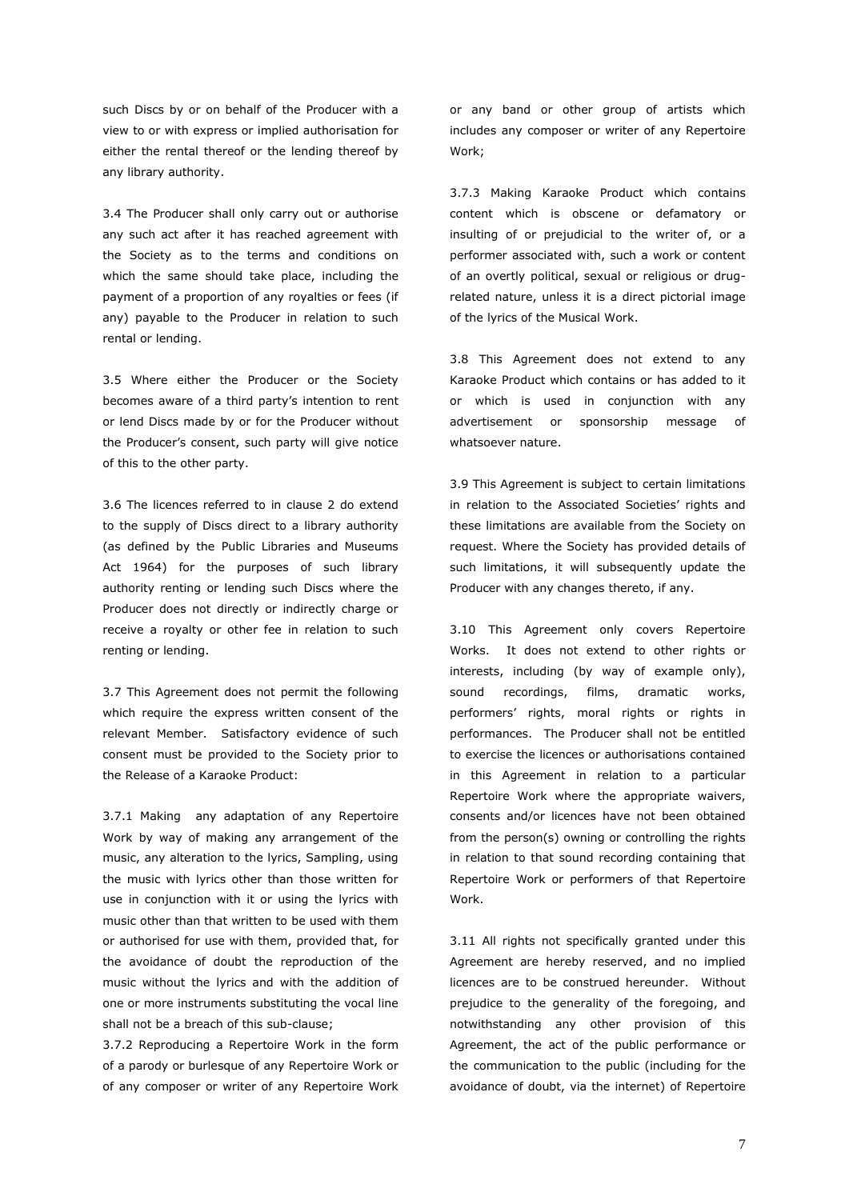such Discs by or on behalf of the Producer with a view to or with express or implied authorisation for either the rental thereof or the lending thereof by any library authority.

3.4 The Producer shall only carry out or authorise any such act after it has reached agreement with the Society as to the terms and conditions on which the same should take place, including the payment of a proportion of any royalties or fees (if any) payable to the Producer in relation to such rental or lending.

3.5 Where either the Producer or the Society becomes aware of a third party's intention to rent or lend Discs made by or for the Producer without the Producer's consent, such party will give notice of this to the other party.

3.6 The licences referred to in clause 2 do extend to the supply of Discs direct to a library authority (as defined by the Public Libraries and Museums Act 1964) for the purposes of such library authority renting or lending such Discs where the Producer does not directly or indirectly charge or receive a royalty or other fee in relation to such renting or lending.

3.7 This Agreement does not permit the following which require the express written consent of the relevant Member. Satisfactory evidence of such consent must be provided to the Society prior to the Release of a Karaoke Product:

3.7.1 Making any adaptation of any Repertoire Work by way of making any arrangement of the music, any alteration to the lyrics, Sampling, using the music with lyrics other than those written for use in conjunction with it or using the lyrics with music other than that written to be used with them or authorised for use with them, provided that, for the avoidance of doubt the reproduction of the music without the lyrics and with the addition of one or more instruments substituting the vocal line shall not be a breach of this sub-clause;

3.7.2 Reproducing a Repertoire Work in the form of a parody or burlesque of any Repertoire Work or of any composer or writer of any Repertoire Work or any band or other group of artists which includes any composer or writer of any Repertoire Work;

3.7.3 Making Karaoke Product which contains content which is obscene or defamatory or insulting of or prejudicial to the writer of, or a performer associated with, such a work or content of an overtly political, sexual or religious or drug-related nature, unless it is a direct pictorial image of the lyrics of the Musical Work.

3.8 This Agreement does not extend to any Karaoke Product which contains or has added to it or which is used in conjunction with any advertisement or sponsorship message of whatsoever nature.

3.9 This Agreement is subject to certain limitations in relation to the Associated Societies' rights and these limitations are available from the Society on request. Where the Society has provided details of such limitations, it will subsequently update the Producer with any changes thereto, if any.

3.10 This Agreement only covers Repertoire Works. It does not extend to other rights or interests, including (by way of example only), sound recordings, films, dramatic works, performers' rights, moral rights or rights in performances. The Producer shall not be entitled to exercise the licences or authorisations contained in this Agreement in relation to a particular Repertoire Work where the appropriate waivers, consents and/or licences have not been obtained from the person(s) owning or controlling the rights in relation to that sound recording containing that Repertoire Work or performers of that Repertoire Work.

3.11 All rights not specifically granted under this Agreement are hereby reserved, and no implied licences are to be construed hereunder. Without prejudice to the generality of the foregoing, and notwithstanding any other provision of this Agreement, the act of the public performance or the communication to the public (including for the avoidance of doubt, via the internet) of Repertoire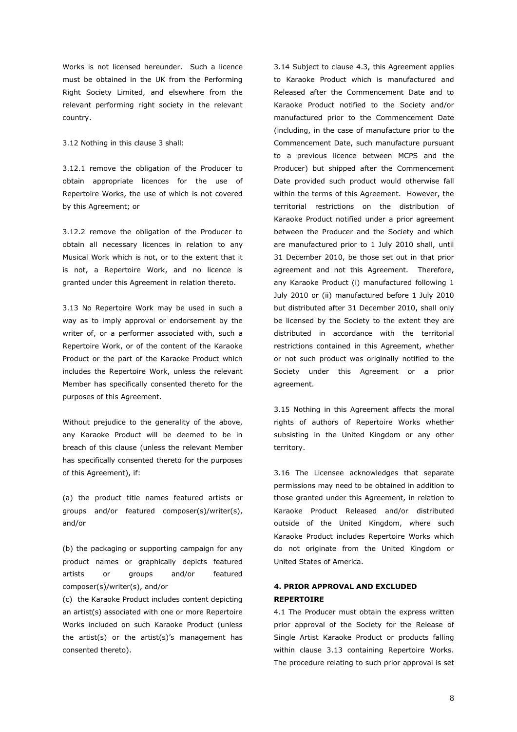Works is not licensed hereunder. Such a licence must be obtained in the UK from the Performing Right Society Limited, and elsewhere from the relevant performing right society in the relevant country.

3.12 Nothing in this clause 3 shall:

3.12.1 remove the obligation of the Producer to obtain appropriate licences for the use of Repertoire Works, the use of which is not covered by this Agreement; or

3.12.2 remove the obligation of the Producer to obtain all necessary licences in relation to any Musical Work which is not, or to the extent that it is not, a Repertoire Work, and no licence is granted under this Agreement in relation thereto.

3.13 No Repertoire Work may be used in such a way as to imply approval or endorsement by the writer of, or a performer associated with, such a Repertoire Work, or of the content of the Karaoke Product or the part of the Karaoke Product which includes the Repertoire Work, unless the relevant Member has specifically consented thereto for the purposes of this Agreement.

Without prejudice to the generality of the above, any Karaoke Product will be deemed to be in breach of this clause (unless the relevant Member has specifically consented thereto for the purposes of this Agreement), if:

(a) the product title names featured artists or groups and/or featured composer(s)/writer(s), and/or

(b) the packaging or supporting campaign for any product names or graphically depicts featured artists or groups and/or featured composer(s)/writer(s), and/or

(c) the Karaoke Product includes content depicting an artist(s) associated with one or more Repertoire Works included on such Karaoke Product (unless the artist(s) or the artist(s)'s management has consented thereto).

3.14 Subject to clause 4.3, this Agreement applies to Karaoke Product which is manufactured and Released after the Commencement Date and to Karaoke Product notified to the Society and/or manufactured prior to the Commencement Date (including, in the case of manufacture prior to the Commencement Date, such manufacture pursuant to a previous licence between MCPS and the Producer) but shipped after the Commencement Date provided such product would otherwise fall within the terms of this Agreement. However, the territorial restrictions on the distribution of Karaoke Product notified under a prior agreement between the Producer and the Society and which are manufactured prior to 1 July 2010 shall, until 31 December 2010, be those set out in that prior agreement and not this Agreement. Therefore, any Karaoke Product (i) manufactured following 1 July 2010 or (ii) manufactured before 1 July 2010 but distributed after 31 December 2010, shall only be licensed by the Society to the extent they are distributed in accordance with the territorial restrictions contained in this Agreement, whether or not such product was originally notified to the Society under this Agreement or a prior agreement.

3.15 Nothing in this Agreement affects the moral rights of authors of Repertoire Works whether subsisting in the United Kingdom or any other territory.

3.16 The Licensee acknowledges that separate permissions may need to be obtained in addition to those granted under this Agreement, in relation to Karaoke Product Released and/or distributed outside of the United Kingdom, where such Karaoke Product includes Repertoire Works which do not originate from the United Kingdom or United States of America.

## 4. PRIOR APPROVAL AND EXCLUDED REPERTOIRE

4.1 The Producer must obtain the express written prior approval of the Society for the Release of Single Artist Karaoke Product or products falling within clause 3.13 containing Repertoire Works. The procedure relating to such prior approval is set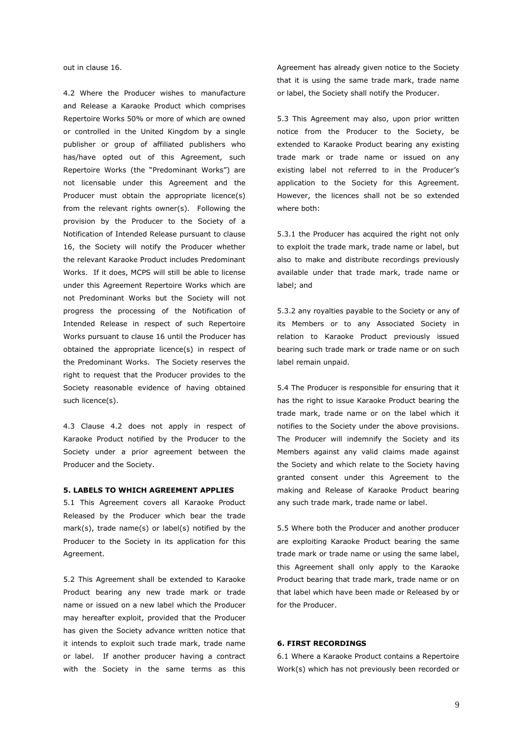out in clause 16.

4.2 Where the Producer wishes to manufacture and Release a Karaoke Product which comprises Repertoire Works 50% or more of which are owned or controlled in the United Kingdom by a single publisher or group of affiliated publishers who has/have opted out of this Agreement, such Repertoire Works (the "Predominant Works") are not licensable under this Agreement and the Producer must obtain the appropriate licence(s) from the relevant rights owner(s). Following the provision by the Producer to the Society of a Notification of Intended Release pursuant to clause 16, the Society will notify the Producer whether the relevant Karaoke Product includes Predominant Works. If it does, MCPS will still be able to license under this Agreement Repertoire Works which are not Predominant Works but the Society will not progress the processing of the Notification of Intended Release in respect of such Repertoire Works pursuant to clause 16 until the Producer has obtained the appropriate licence(s) in respect of the Predominant Works. The Society reserves the right to request that the Producer provides to the Society reasonable evidence of having obtained such licence(s).

4.3 Clause 4.2 does not apply in respect of Karaoke Product notified by the Producer to the Society under a prior agreement between the Producer and the Society.

**5. LABELS TO WHICH AGREEMENT APPLIES**

5.1 This Agreement covers all Karaoke Product Released by the Producer which bear the trade mark(s), trade name(s) or label(s) notified by the Producer to the Society in its application for this Agreement.

5.2 This Agreement shall be extended to Karaoke Product bearing any new trade mark or trade name or issued on a new label which the Producer may hereafter exploit, provided that the Producer has given the Society advance written notice that it intends to exploit such trade mark, trade name or label. If another producer having a contract with the Society in the same terms as this Agreement has already given notice to the Society that it is using the same trade mark, trade name or label, the Society shall notify the Producer.

5.3 This Agreement may also, upon prior written notice from the Producer to the Society, be extended to Karaoke Product bearing any existing trade mark or trade name or issued on any existing label not referred to in the Producer's application to the Society for this Agreement. However, the licences shall not be so extended where both:

5.3.1 the Producer has acquired the right not only to exploit the trade mark, trade name or label, but also to make and distribute recordings previously available under that trade mark, trade name or label; and

5.3.2 any royalties payable to the Society or any of its Members or to any Associated Society in relation to Karaoke Product previously issued bearing such trade mark or trade name or on such label remain unpaid.

5.4 The Producer is responsible for ensuring that it has the right to issue Karaoke Product bearing the trade mark, trade name or on the label which it notifies to the Society under the above provisions. The Producer will indemnify the Society and its Members against any valid claims made against the Society and which relate to the Society having granted consent under this Agreement to the making and Release of Karaoke Product bearing any such trade mark, trade name or label.

5.5 Where both the Producer and another producer are exploiting Karaoke Product bearing the same trade mark or trade name or using the same label, this Agreement shall only apply to the Karaoke Product bearing that trade mark, trade name or on that label which have been made or Released by or for the Producer.

**6. FIRST RECORDINGS**

6.1 Where a Karaoke Product contains a Repertoire Work(s) which has not previously been recorded or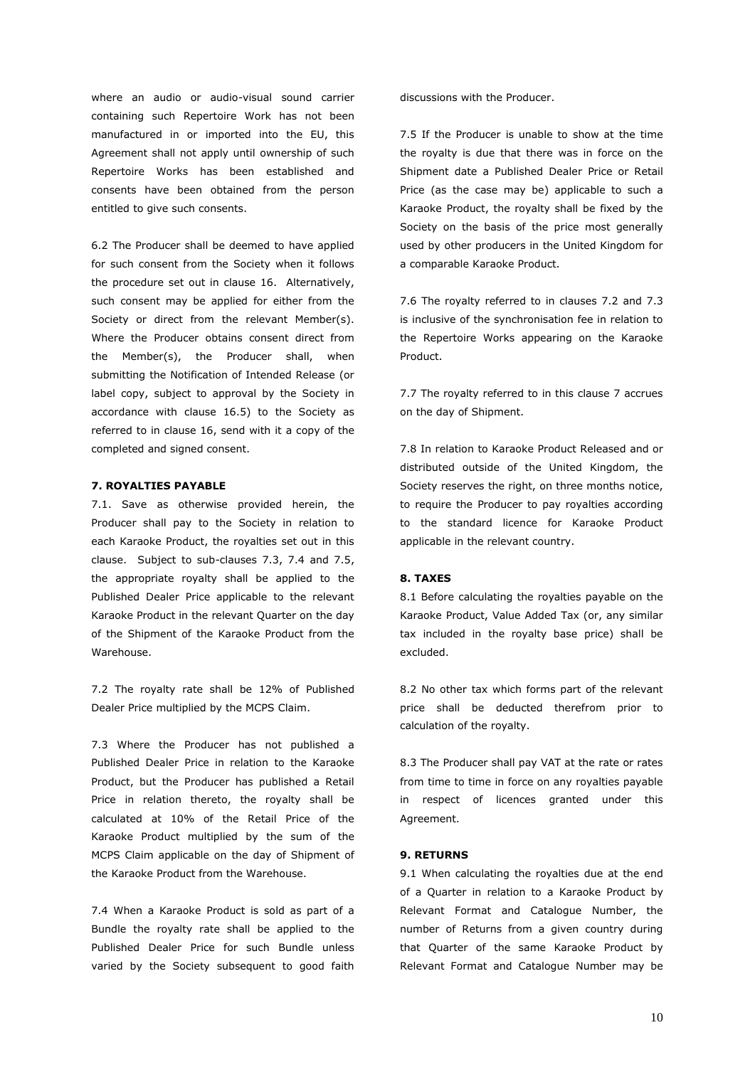where an audio or audio-visual sound carrier containing such Repertoire Work has not been manufactured in or imported into the EU, this Agreement shall not apply until ownership of such Repertoire Works has been established and consents have been obtained from the person entitled to give such consents.

6.2 The Producer shall be deemed to have applied for such consent from the Society when it follows the procedure set out in clause 16. Alternatively, such consent may be applied for either from the Society or direct from the relevant Member(s). Where the Producer obtains consent direct from the Member(s), the Producer shall, when submitting the Notification of Intended Release (or label copy, subject to approval by the Society in accordance with clause 16.5) to the Society as referred to in clause 16, send with it a copy of the completed and signed consent.

**7. ROYALTIES PAYABLE**

7.1. Save as otherwise provided herein, the Producer shall pay to the Society in relation to each Karaoke Product, the royalties set out in this clause. Subject to sub-clauses 7.3, 7.4 and 7.5, the appropriate royalty shall be applied to the Published Dealer Price applicable to the relevant Karaoke Product in the relevant Quarter on the day of the Shipment of the Karaoke Product from the Warehouse.

7.2 The royalty rate shall be 12% of Published Dealer Price multiplied by the MCPS Claim.

7.3 Where the Producer has not published a Published Dealer Price in relation to the Karaoke Product, but the Producer has published a Retail Price in relation thereto, the royalty shall be calculated at 10% of the Retail Price of the Karaoke Product multiplied by the sum of the MCPS Claim applicable on the day of Shipment of the Karaoke Product from the Warehouse.

7.4 When a Karaoke Product is sold as part of a Bundle the royalty rate shall be applied to the Published Dealer Price for such Bundle unless varied by the Society subsequent to good faith discussions with the Producer.

7.5 If the Producer is unable to show at the time the royalty is due that there was in force on the Shipment date a Published Dealer Price or Retail Price (as the case may be) applicable to such a Karaoke Product, the royalty shall be fixed by the Society on the basis of the price most generally used by other producers in the United Kingdom for a comparable Karaoke Product.

7.6 The royalty referred to in clauses 7.2 and 7.3 is inclusive of the synchronisation fee in relation to the Repertoire Works appearing on the Karaoke Product.

7.7 The royalty referred to in this clause 7 accrues on the day of Shipment.

7.8 In relation to Karaoke Product Released and or distributed outside of the United Kingdom, the Society reserves the right, on three months notice, to require the Producer to pay royalties according to the standard licence for Karaoke Product applicable in the relevant country.

**8. TAXES**

8.1 Before calculating the royalties payable on the Karaoke Product, Value Added Tax (or, any similar tax included in the royalty base price) shall be excluded.

8.2 No other tax which forms part of the relevant price shall be deducted therefrom prior to calculation of the royalty.

8.3 The Producer shall pay VAT at the rate or rates from time to time in force on any royalties payable in respect of licences granted under this Agreement.

**9. RETURNS**

9.1 When calculating the royalties due at the end of a Quarter in relation to a Karaoke Product by Relevant Format and Catalogue Number, the number of Returns from a given country during that Quarter of the same Karaoke Product by Relevant Format and Catalogue Number may be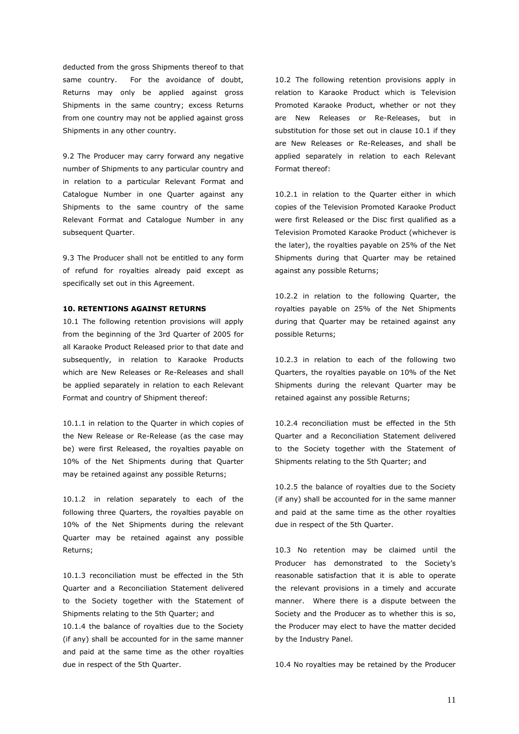deducted from the gross Shipments thereof to that same country. For the avoidance of doubt, Returns may only be applied against gross Shipments in the same country; excess Returns from one country may not be applied against gross Shipments in any other country.

9.2 The Producer may carry forward any negative number of Shipments to any particular country and in relation to a particular Relevant Format and Catalogue Number in one Quarter against any Shipments to the same country of the same Relevant Format and Catalogue Number in any subsequent Quarter.

9.3 The Producer shall not be entitled to any form of refund for royalties already paid except as specifically set out in this Agreement.

**10. RETENTIONS AGAINST RETURNS**

10.1 The following retention provisions will apply from the beginning of the 3rd Quarter of 2005 for all Karaoke Product Released prior to that date and subsequently, in relation to Karaoke Products which are New Releases or Re-Releases and shall be applied separately in relation to each Relevant Format and country of Shipment thereof:

10.1.1 in relation to the Quarter in which copies of the New Release or Re-Release (as the case may be) were first Released, the royalties payable on 10% of the Net Shipments during that Quarter may be retained against any possible Returns;

10.1.2 in relation separately to each of the following three Quarters, the royalties payable on 10% of the Net Shipments during the relevant Quarter may be retained against any possible Returns;

10.1.3 reconciliation must be effected in the 5th Quarter and a Reconciliation Statement delivered to the Society together with the Statement of Shipments relating to the 5th Quarter; and

10.1.4 the balance of royalties due to the Society (if any) shall be accounted for in the same manner and paid at the same time as the other royalties due in respect of the 5th Quarter.

10.2 The following retention provisions apply in relation to Karaoke Product which is Television Promoted Karaoke Product, whether or not they are New Releases or Re-Releases, but in substitution for those set out in clause 10.1 if they are New Releases or Re-Releases, and shall be applied separately in relation to each Relevant Format thereof:

10.2.1 in relation to the Quarter either in which copies of the Television Promoted Karaoke Product were first Released or the Disc first qualified as a Television Promoted Karaoke Product (whichever is the later), the royalties payable on 25% of the Net Shipments during that Quarter may be retained against any possible Returns;

10.2.2 in relation to the following Quarter, the royalties payable on 25% of the Net Shipments during that Quarter may be retained against any possible Returns;

10.2.3 in relation to each of the following two Quarters, the royalties payable on 10% of the Net Shipments during the relevant Quarter may be retained against any possible Returns;

10.2.4 reconciliation must be effected in the 5th Quarter and a Reconciliation Statement delivered to the Society together with the Statement of Shipments relating to the 5th Quarter; and

10.2.5 the balance of royalties due to the Society (if any) shall be accounted for in the same manner and paid at the same time as the other royalties due in respect of the 5th Quarter.

10.3 No retention may be claimed until the Producer has demonstrated to the Society's reasonable satisfaction that it is able to operate the relevant provisions in a timely and accurate manner. Where there is a dispute between the Society and the Producer as to whether this is so, the Producer may elect to have the matter decided by the Industry Panel.

10.4 No royalties may be retained by the Producer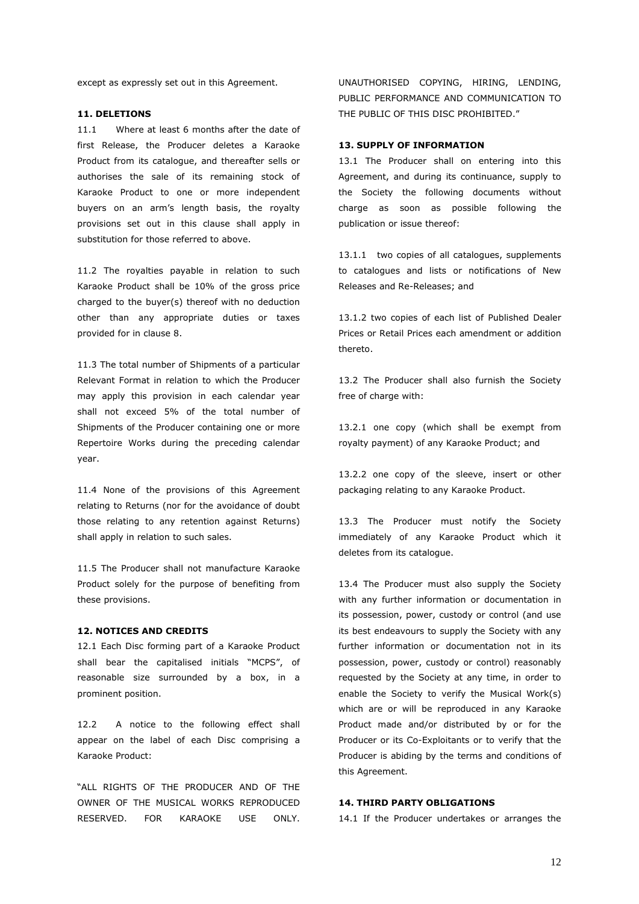except as expressly set out in this Agreement.

**11. DELETIONS**

11.1 Where at least 6 months after the date of first Release, the Producer deletes a Karaoke Product from its catalogue, and thereafter sells or authorises the sale of its remaining stock of Karaoke Product to one or more independent buyers on an arm's length basis, the royalty provisions set out in this clause shall apply in substitution for those referred to above.

11.2 The royalties payable in relation to such Karaoke Product shall be 10% of the gross price charged to the buyer(s) thereof with no deduction other than any appropriate duties or taxes provided for in clause 8.

11.3 The total number of Shipments of a particular Relevant Format in relation to which the Producer may apply this provision in each calendar year shall not exceed 5% of the total number of Shipments of the Producer containing one or more Repertoire Works during the preceding calendar year.

11.4 None of the provisions of this Agreement relating to Returns (nor for the avoidance of doubt those relating to any retention against Returns) shall apply in relation to such sales.

11.5 The Producer shall not manufacture Karaoke Product solely for the purpose of benefiting from these provisions.

**12. NOTICES AND CREDITS**

12.1 Each Disc forming part of a Karaoke Product shall bear the capitalised initials "MCPS", of reasonable size surrounded by a box, in a prominent position.

12.2 A notice to the following effect shall appear on the label of each Disc comprising a Karaoke Product:

"ALL RIGHTS OF THE PRODUCER AND OF THE OWNER OF THE MUSICAL WORKS REPRODUCED RESERVED. FOR KARAOKE USE ONLY. UNAUTHORISED COPYING, HIRING, LENDING, PUBLIC PERFORMANCE AND COMMUNICATION TO THE PUBLIC OF THIS DISC PROHIBITED."

**13. SUPPLY OF INFORMATION**

13.1 The Producer shall on entering into this Agreement, and during its continuance, supply to the Society the following documents without charge as soon as possible following the publication or issue thereof:

13.1.1 two copies of all catalogues, supplements to catalogues and lists or notifications of New Releases and Re-Releases; and

13.1.2 two copies of each list of Published Dealer Prices or Retail Prices each amendment or addition thereto.

13.2 The Producer shall also furnish the Society free of charge with:

13.2.1 one copy (which shall be exempt from royalty payment) of any Karaoke Product; and

13.2.2 one copy of the sleeve, insert or other packaging relating to any Karaoke Product.

13.3 The Producer must notify the Society immediately of any Karaoke Product which it deletes from its catalogue.

13.4 The Producer must also supply the Society with any further information or documentation in its possession, power, custody or control (and use its best endeavours to supply the Society with any further information or documentation not in its possession, power, custody or control) reasonably requested by the Society at any time, in order to enable the Society to verify the Musical Work(s) which are or will be reproduced in any Karaoke Product made and/or distributed by or for the Producer or its Co-Exploitants or to verify that the Producer is abiding by the terms and conditions of this Agreement.

**14. THIRD PARTY OBLIGATIONS**

14.1 If the Producer undertakes or arranges the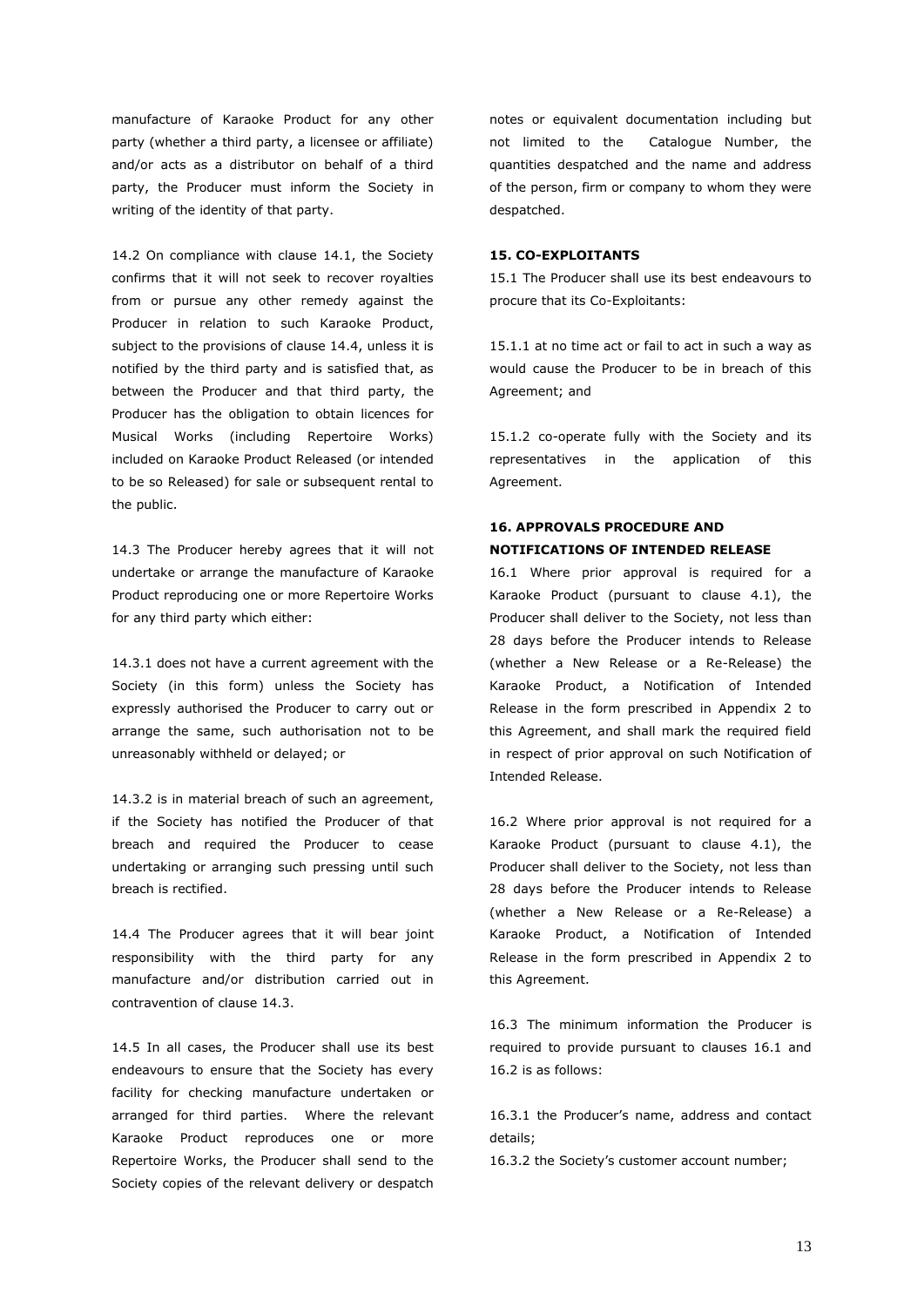manufacture of Karaoke Product for any other party (whether a third party, a licensee or affiliate) and/or acts as a distributor on behalf of a third party, the Producer must inform the Society in writing of the identity of that party.

14.2 On compliance with clause 14.1, the Society confirms that it will not seek to recover royalties from or pursue any other remedy against the Producer in relation to such Karaoke Product, subject to the provisions of clause 14.4, unless it is notified by the third party and is satisfied that, as between the Producer and that third party, the Producer has the obligation to obtain licences for Musical Works (including Repertoire Works) included on Karaoke Product Released (or intended to be so Released) for sale or subsequent rental to the public.

14.3 The Producer hereby agrees that it will not undertake or arrange the manufacture of Karaoke Product reproducing one or more Repertoire Works for any third party which either:

14.3.1 does not have a current agreement with the Society (in this form) unless the Society has expressly authorised the Producer to carry out or arrange the same, such authorisation not to be unreasonably withheld or delayed; or

14.3.2 is in material breach of such an agreement, if the Society has notified the Producer of that breach and required the Producer to cease undertaking or arranging such pressing until such breach is rectified.

14.4 The Producer agrees that it will bear joint responsibility with the third party for any manufacture and/or distribution carried out in contravention of clause 14.3.

14.5 In all cases, the Producer shall use its best endeavours to ensure that the Society has every facility for checking manufacture undertaken or arranged for third parties. Where the relevant Karaoke Product reproduces one or more Repertoire Works, the Producer shall send to the Society copies of the relevant delivery or despatch notes or equivalent documentation including but not limited to the Catalogue Number, the quantities despatched and the name and address of the person, firm or company to whom they were despatched.

**15. CO-EXPLOITANTS**

15.1 The Producer shall use its best endeavours to procure that its Co-Exploitants:

15.1.1 at no time act or fail to act in such a way as would cause the Producer to be in breach of this Agreement; and

15.1.2 co-operate fully with the Society and its representatives in the application of this Agreement.

**16. APPROVALS PROCEDURE AND NOTIFICATIONS OF INTENDED RELEASE**

16.1 Where prior approval is required for a Karaoke Product (pursuant to clause 4.1), the Producer shall deliver to the Society, not less than 28 days before the Producer intends to Release (whether a New Release or a Re-Release) the Karaoke Product, a Notification of Intended Release in the form prescribed in Appendix 2 to this Agreement, and shall mark the required field in respect of prior approval on such Notification of Intended Release.

16.2 Where prior approval is not required for a Karaoke Product (pursuant to clause 4.1), the Producer shall deliver to the Society, not less than 28 days before the Producer intends to Release (whether a New Release or a Re-Release) a Karaoke Product, a Notification of Intended Release in the form prescribed in Appendix 2 to this Agreement.

16.3 The minimum information the Producer is required to provide pursuant to clauses 16.1 and 16.2 is as follows:

16.3.1 the Producer's name, address and contact details;

16.3.2 the Society's customer account number;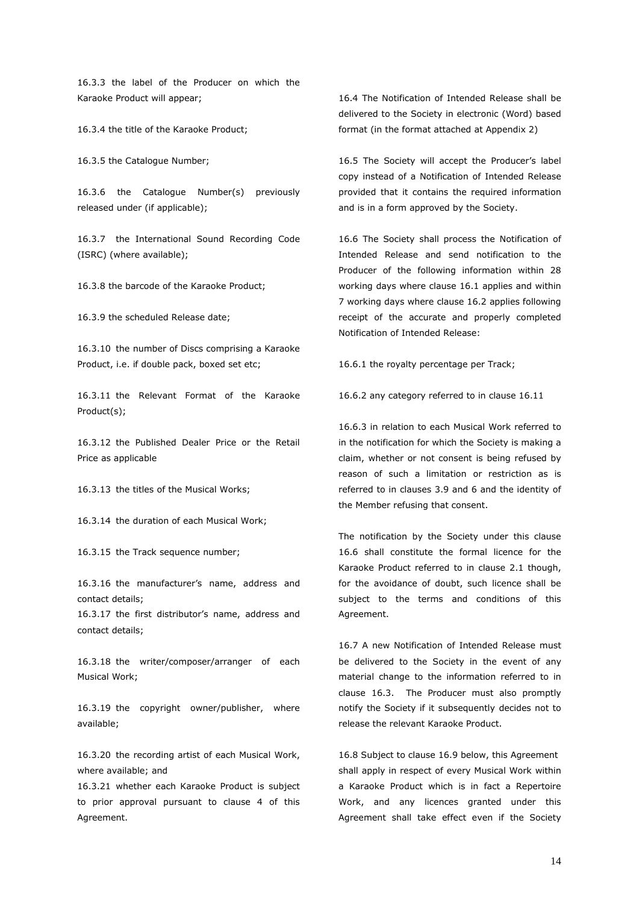16.3.3 the label of the Producer on which the Karaoke Product will appear;

16.3.4 the title of the Karaoke Product;

16.3.5 the Catalogue Number;

16.3.6 the Catalogue Number(s) previously released under (if applicable);

16.3.7 the International Sound Recording Code (ISRC) (where available);

16.3.8 the barcode of the Karaoke Product;

16.3.9 the scheduled Release date;

16.3.10 the number of Discs comprising a Karaoke Product, i.e. if double pack, boxed set etc;

16.3.11 the Relevant Format of the Karaoke Product(s);

16.3.12 the Published Dealer Price or the Retail Price as applicable

16.3.13 the titles of the Musical Works;

16.3.14 the duration of each Musical Work;

16.3.15 the Track sequence number;

16.3.16 the manufacturer's name, address and contact details;

16.3.17 the first distributor's name, address and contact details;

16.3.18 the writer/composer/arranger of each Musical Work;

16.3.19 the copyright owner/publisher, where available;

16.3.20 the recording artist of each Musical Work, where available; and

16.3.21 whether each Karaoke Product is subject to prior approval pursuant to clause 4 of this Agreement.

16.4 The Notification of Intended Release shall be delivered to the Society in electronic (Word) based format (in the format attached at Appendix 2)

16.5 The Society will accept the Producer's label copy instead of a Notification of Intended Release provided that it contains the required information and is in a form approved by the Society.

16.6 The Society shall process the Notification of Intended Release and send notification to the Producer of the following information within 28 working days where clause 16.1 applies and within 7 working days where clause 16.2 applies following receipt of the accurate and properly completed Notification of Intended Release:

16.6.1 the royalty percentage per Track;

16.6.2 any category referred to in clause 16.11

16.6.3 in relation to each Musical Work referred to in the notification for which the Society is making a claim, whether or not consent is being refused by reason of such a limitation or restriction as is referred to in clauses 3.9 and 6 and the identity of the Member refusing that consent.

The notification by the Society under this clause 16.6 shall constitute the formal licence for the Karaoke Product referred to in clause 2.1 though, for the avoidance of doubt, such licence shall be subject to the terms and conditions of this Agreement.

16.7 A new Notification of Intended Release must be delivered to the Society in the event of any material change to the information referred to in clause 16.3. The Producer must also promptly notify the Society if it subsequently decides not to release the relevant Karaoke Product.

16.8 Subject to clause 16.9 below, this Agreement shall apply in respect of every Musical Work within a Karaoke Product which is in fact a Repertoire Work, and any licences granted under this Agreement shall take effect even if the Society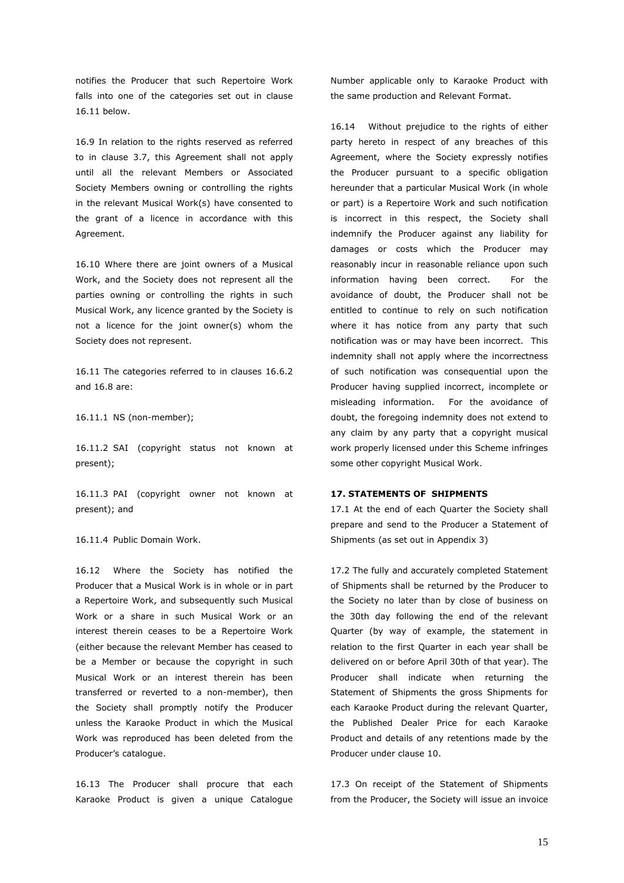notifies the Producer that such Repertoire Work falls into one of the categories set out in clause 16.11 below.

16.9 In relation to the rights reserved as referred to in clause 3.7, this Agreement shall not apply until all the relevant Members or Associated Society Members owning or controlling the rights in the relevant Musical Work(s) have consented to the grant of a licence in accordance with this Agreement.

16.10 Where there are joint owners of a Musical Work, and the Society does not represent all the parties owning or controlling the rights in such Musical Work, any licence granted by the Society is not a licence for the joint owner(s) whom the Society does not represent.

16.11 The categories referred to in clauses 16.6.2 and 16.8 are:

16.11.1 NS (non-member);

16.11.2 SAI (copyright status not known at present);

16.11.3 PAI (copyright owner not known at present); and

16.11.4 Public Domain Work.

16.12 Where the Society has notified the Producer that a Musical Work is in whole or in part a Repertoire Work, and subsequently such Musical Work or a share in such Musical Work or an interest therein ceases to be a Repertoire Work (either because the relevant Member has ceased to be a Member or because the copyright in such Musical Work or an interest therein has been transferred or reverted to a non-member), then the Society shall promptly notify the Producer unless the Karaoke Product in which the Musical Work was reproduced has been deleted from the Producer's catalogue.

16.13 The Producer shall procure that each Karaoke Product is given a unique Catalogue Number applicable only to Karaoke Product with the same production and Relevant Format.

16.14 Without prejudice to the rights of either party hereto in respect of any breaches of this Agreement, where the Society expressly notifies the Producer pursuant to a specific obligation hereunder that a particular Musical Work (in whole or part) is a Repertoire Work and such notification is incorrect in this respect, the Society shall indemnify the Producer against any liability for damages or costs which the Producer may reasonably incur in reasonable reliance upon such information having been correct. For the avoidance of doubt, the Producer shall not be entitled to continue to rely on such notification where it has notice from any party that such notification was or may have been incorrect. This indemnity shall not apply where the incorrectness of such notification was consequential upon the Producer having supplied incorrect, incomplete or misleading information. For the avoidance of doubt, the foregoing indemnity does not extend to any claim by any party that a copyright musical work properly licensed under this Scheme infringes some other copyright Musical Work.

**17. STATEMENTS OF SHIPMENTS**

17.1 At the end of each Quarter the Society shall prepare and send to the Producer a Statement of Shipments (as set out in Appendix 3)

17.2 The fully and accurately completed Statement of Shipments shall be returned by the Producer to the Society no later than by close of business on the 30th day following the end of the relevant Quarter (by way of example, the statement in relation to the first Quarter in each year shall be delivered on or before April 30th of that year). The Producer shall indicate when returning the Statement of Shipments the gross Shipments for each Karaoke Product during the relevant Quarter, the Published Dealer Price for each Karaoke Product and details of any retentions made by the Producer under clause 10.

17.3 On receipt of the Statement of Shipments from the Producer, the Society will issue an invoice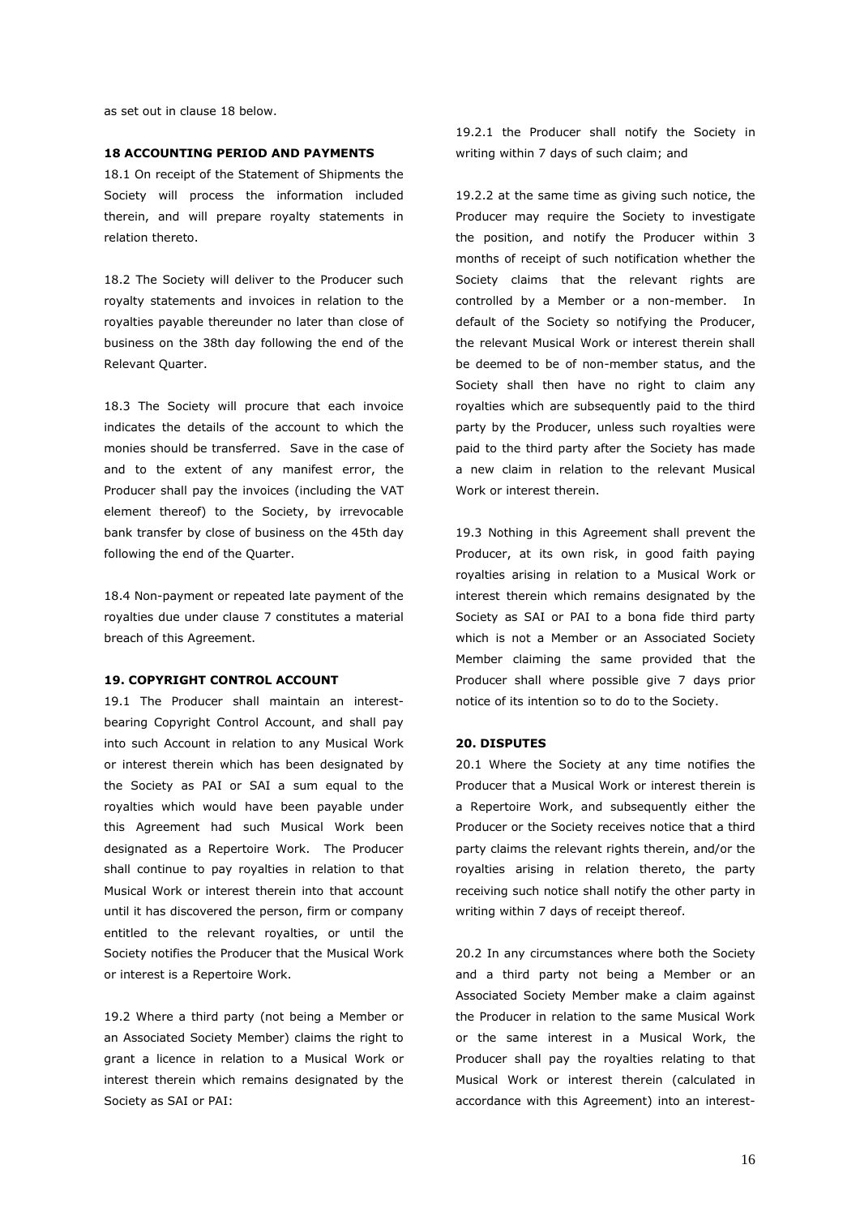as set out in clause 18 below.

**18 ACCOUNTING PERIOD AND PAYMENTS**

18.1 On receipt of the Statement of Shipments the Society will process the information included therein, and will prepare royalty statements in relation thereto.

18.2 The Society will deliver to the Producer such royalty statements and invoices in relation to the royalties payable thereunder no later than close of business on the 38th day following the end of the Relevant Quarter.

18.3 The Society will procure that each invoice indicates the details of the account to which the monies should be transferred. Save in the case of and to the extent of any manifest error, the Producer shall pay the invoices (including the VAT element thereof) to the Society, by irrevocable bank transfer by close of business on the 45th day following the end of the Quarter.

18.4 Non-payment or repeated late payment of the royalties due under clause 7 constitutes a material breach of this Agreement.

**19. COPYRIGHT CONTROL ACCOUNT**

19.1 The Producer shall maintain an interest-bearing Copyright Control Account, and shall pay into such Account in relation to any Musical Work or interest therein which has been designated by the Society as PAI or SAI a sum equal to the royalties which would have been payable under this Agreement had such Musical Work been designated as a Repertoire Work. The Producer shall continue to pay royalties in relation to that Musical Work or interest therein into that account until it has discovered the person, firm or company entitled to the relevant royalties, or until the Society notifies the Producer that the Musical Work or interest is a Repertoire Work.

19.2 Where a third party (not being a Member or an Associated Society Member) claims the right to grant a licence in relation to a Musical Work or interest therein which remains designated by the Society as SAI or PAI:

19.2.1 the Producer shall notify the Society in writing within 7 days of such claim; and

19.2.2 at the same time as giving such notice, the Producer may require the Society to investigate the position, and notify the Producer within 3 months of receipt of such notification whether the Society claims that the relevant rights are controlled by a Member or a non-member. In default of the Society so notifying the Producer, the relevant Musical Work or interest therein shall be deemed to be of non-member status, and the Society shall then have no right to claim any royalties which are subsequently paid to the third party by the Producer, unless such royalties were paid to the third party after the Society has made a new claim in relation to the relevant Musical Work or interest therein.

19.3 Nothing in this Agreement shall prevent the Producer, at its own risk, in good faith paying royalties arising in relation to a Musical Work or interest therein which remains designated by the Society as SAI or PAI to a bona fide third party which is not a Member or an Associated Society Member claiming the same provided that the Producer shall where possible give 7 days prior notice of its intention so to do to the Society.

**20. DISPUTES**

20.1 Where the Society at any time notifies the Producer that a Musical Work or interest therein is a Repertoire Work, and subsequently either the Producer or the Society receives notice that a third party claims the relevant rights therein, and/or the royalties arising in relation thereto, the party receiving such notice shall notify the other party in writing within 7 days of receipt thereof.

20.2 In any circumstances where both the Society and a third party not being a Member or an Associated Society Member make a claim against the Producer in relation to the same Musical Work or the same interest in a Musical Work, the Producer shall pay the royalties relating to that Musical Work or interest therein (calculated in accordance with this Agreement) into an interest-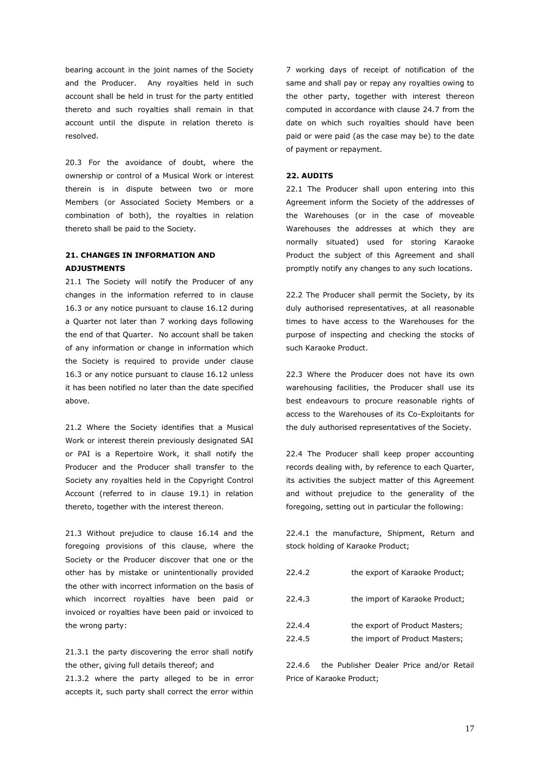bearing account in the joint names of the Society and the Producer. Any royalties held in such account shall be held in trust for the party entitled thereto and such royalties shall remain in that account until the dispute in relation thereto is resolved.

20.3 For the avoidance of doubt, where the ownership or control of a Musical Work or interest therein is in dispute between two or more Members (or Associated Society Members or a combination of both), the royalties in relation thereto shall be paid to the Society.

### 21. CHANGES IN INFORMATION AND ADJUSTMENTS

21.1 The Society will notify the Producer of any changes in the information referred to in clause 16.3 or any notice pursuant to clause 16.12 during a Quarter not later than 7 working days following the end of that Quarter. No account shall be taken of any information or change in information which the Society is required to provide under clause 16.3 or any notice pursuant to clause 16.12 unless it has been notified no later than the date specified above.

21.2 Where the Society identifies that a Musical Work or interest therein previously designated SAI or PAI is a Repertoire Work, it shall notify the Producer and the Producer shall transfer to the Society any royalties held in the Copyright Control Account (referred to in clause 19.1) in relation thereto, together with the interest thereon.

21.3 Without prejudice to clause 16.14 and the foregoing provisions of this clause, where the Society or the Producer discover that one or the other has by mistake or unintentionally provided the other with incorrect information on the basis of which incorrect royalties have been paid or invoiced or royalties have been paid or invoiced to the wrong party:

21.3.1 the party discovering the error shall notify the other, giving full details thereof; and

21.3.2 where the party alleged to be in error accepts it, such party shall correct the error within 7 working days of receipt of notification of the same and shall pay or repay any royalties owing to the other party, together with interest thereon computed in accordance with clause 24.7 from the date on which such royalties should have been paid or were paid (as the case may be) to the date of payment or repayment.

### 22. AUDITS

22.1 The Producer shall upon entering into this Agreement inform the Society of the addresses of the Warehouses (or in the case of moveable Warehouses the addresses at which they are normally situated) used for storing Karaoke Product the subject of this Agreement and shall promptly notify any changes to any such locations.

22.2 The Producer shall permit the Society, by its duly authorised representatives, at all reasonable times to have access to the Warehouses for the purpose of inspecting and checking the stocks of such Karaoke Product.

22.3 Where the Producer does not have its own warehousing facilities, the Producer shall use its best endeavours to procure reasonable rights of access to the Warehouses of its Co-Exploitants for the duly authorised representatives of the Society.

22.4 The Producer shall keep proper accounting records dealing with, by reference to each Quarter, its activities the subject matter of this Agreement and without prejudice to the generality of the foregoing, setting out in particular the following:

22.4.1 the manufacture, Shipment, Return and stock holding of Karaoke Product;

22.4.2 the export of Karaoke Product;

22.4.3 the import of Karaoke Product;

22.4.4 the export of Product Masters;

22.4.5 the import of Product Masters;

22.4.6 the Publisher Dealer Price and/or Retail Price of Karaoke Product;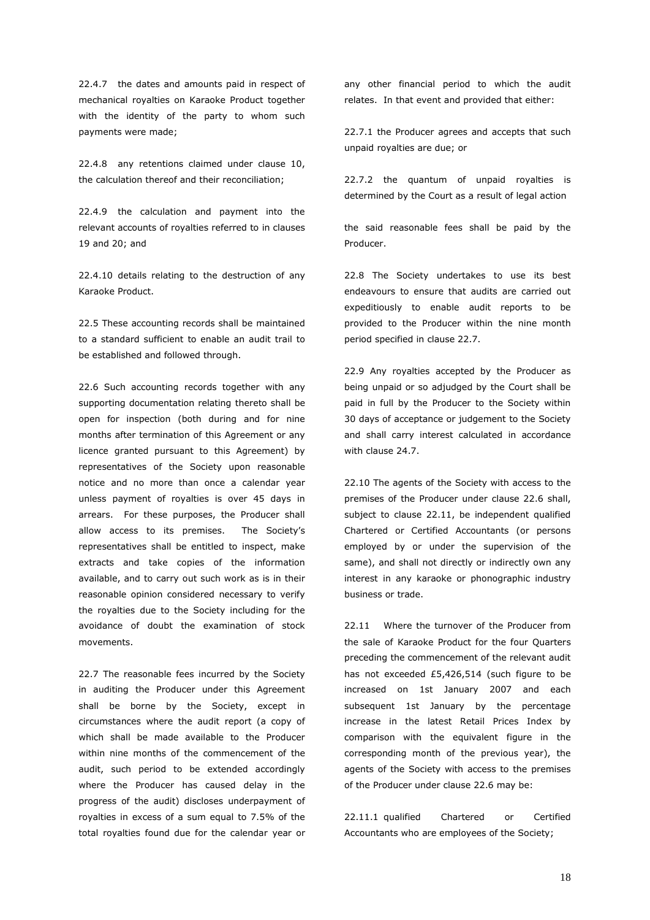22.4.7 the dates and amounts paid in respect of mechanical royalties on Karaoke Product together with the identity of the party to whom such payments were made;

22.4.8 any retentions claimed under clause 10, the calculation thereof and their reconciliation;

22.4.9 the calculation and payment into the relevant accounts of royalties referred to in clauses 19 and 20; and

22.4.10 details relating to the destruction of any Karaoke Product.

22.5 These accounting records shall be maintained to a standard sufficient to enable an audit trail to be established and followed through.

22.6 Such accounting records together with any supporting documentation relating thereto shall be open for inspection (both during and for nine months after termination of this Agreement or any licence granted pursuant to this Agreement) by representatives of the Society upon reasonable notice and no more than once a calendar year unless payment of royalties is over 45 days in arrears. For these purposes, the Producer shall allow access to its premises. The Society's representatives shall be entitled to inspect, make extracts and take copies of the information available, and to carry out such work as is in their reasonable opinion considered necessary to verify the royalties due to the Society including for the avoidance of doubt the examination of stock movements.

22.7 The reasonable fees incurred by the Society in auditing the Producer under this Agreement shall be borne by the Society, except in circumstances where the audit report (a copy of which shall be made available to the Producer within nine months of the commencement of the audit, such period to be extended accordingly where the Producer has caused delay in the progress of the audit) discloses underpayment of royalties in excess of a sum equal to 7.5% of the total royalties found due for the calendar year or any other financial period to which the audit relates. In that event and provided that either:

22.7.1 the Producer agrees and accepts that such unpaid royalties are due; or

22.7.2 the quantum of unpaid royalties is determined by the Court as a result of legal action

the said reasonable fees shall be paid by the Producer.

22.8 The Society undertakes to use its best endeavours to ensure that audits are carried out expeditiously to enable audit reports to be provided to the Producer within the nine month period specified in clause 22.7.

22.9 Any royalties accepted by the Producer as being unpaid or so adjudged by the Court shall be paid in full by the Producer to the Society within 30 days of acceptance or judgement to the Society and shall carry interest calculated in accordance with clause 24.7.

22.10 The agents of the Society with access to the premises of the Producer under clause 22.6 shall, subject to clause 22.11, be independent qualified Chartered or Certified Accountants (or persons employed by or under the supervision of the same), and shall not directly or indirectly own any interest in any karaoke or phonographic industry business or trade.

22.11 Where the turnover of the Producer from the sale of Karaoke Product for the four Quarters preceding the commencement of the relevant audit has not exceeded £5,426,514 (such figure to be increased on 1st January 2007 and each subsequent 1st January by the percentage increase in the latest Retail Prices Index by comparison with the equivalent figure in the corresponding month of the previous year), the agents of the Society with access to the premises of the Producer under clause 22.6 may be:

22.11.1 qualified Chartered or Certified Accountants who are employees of the Society;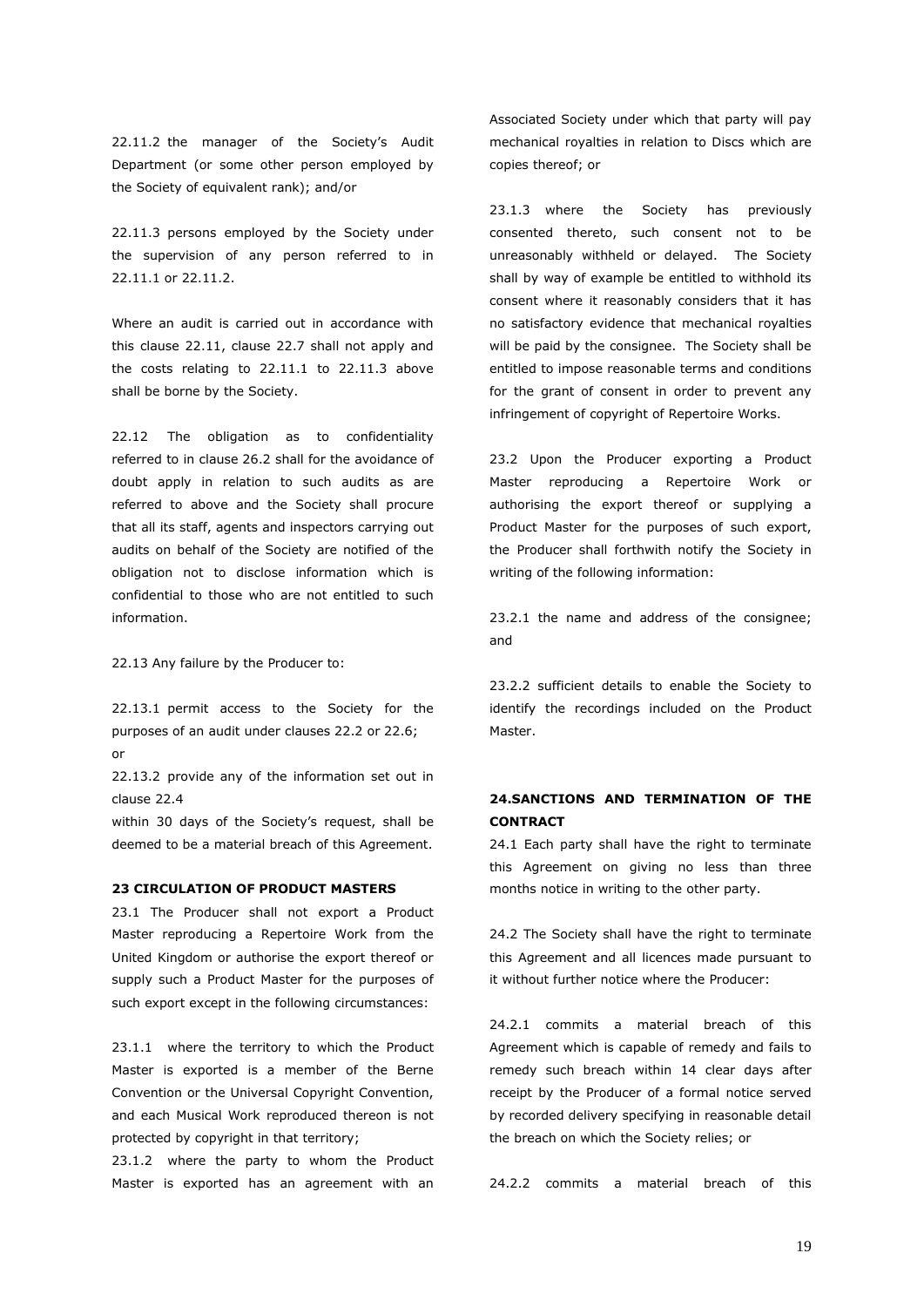22.11.2 the manager of the Society's Audit Department (or some other person employed by the Society of equivalent rank); and/or

22.11.3 persons employed by the Society under the supervision of any person referred to in 22.11.1 or 22.11.2.

Where an audit is carried out in accordance with this clause 22.11, clause 22.7 shall not apply and the costs relating to 22.11.1 to 22.11.3 above shall be borne by the Society.

22.12 The obligation as to confidentiality referred to in clause 26.2 shall for the avoidance of doubt apply in relation to such audits as are referred to above and the Society shall procure that all its staff, agents and inspectors carrying out audits on behalf of the Society are notified of the obligation not to disclose information which is confidential to those who are not entitled to such information.

22.13 Any failure by the Producer to:

22.13.1 permit access to the Society for the purposes of an audit under clauses 22.2 or 22.6; or

22.13.2 provide any of the information set out in clause 22.4

within 30 days of the Society's request, shall be deemed to be a material breach of this Agreement.

**23 CIRCULATION OF PRODUCT MASTERS**

23.1 The Producer shall not export a Product Master reproducing a Repertoire Work from the United Kingdom or authorise the export thereof or supply such a Product Master for the purposes of such export except in the following circumstances:

23.1.1 where the territory to which the Product Master is exported is a member of the Berne Convention or the Universal Copyright Convention, and each Musical Work reproduced thereon is not protected by copyright in that territory;

23.1.2 where the party to whom the Product Master is exported has an agreement with an Associated Society under which that party will pay mechanical royalties in relation to Discs which are copies thereof; or

23.1.3 where the Society has previously consented thereto, such consent not to be unreasonably withheld or delayed. The Society shall by way of example be entitled to withhold its consent where it reasonably considers that it has no satisfactory evidence that mechanical royalties will be paid by the consignee. The Society shall be entitled to impose reasonable terms and conditions for the grant of consent in order to prevent any infringement of copyright of Repertoire Works.

23.2 Upon the Producer exporting a Product Master reproducing a Repertoire Work or authorising the export thereof or supplying a Product Master for the purposes of such export, the Producer shall forthwith notify the Society in writing of the following information:

23.2.1 the name and address of the consignee; and

23.2.2 sufficient details to enable the Society to identify the recordings included on the Product Master.

**24.SANCTIONS AND TERMINATION OF THE CONTRACT**

24.1 Each party shall have the right to terminate this Agreement on giving no less than three months notice in writing to the other party.

24.2 The Society shall have the right to terminate this Agreement and all licences made pursuant to it without further notice where the Producer:

24.2.1 commits a material breach of this Agreement which is capable of remedy and fails to remedy such breach within 14 clear days after receipt by the Producer of a formal notice served by recorded delivery specifying in reasonable detail the breach on which the Society relies; or

24.2.2 commits a material breach of this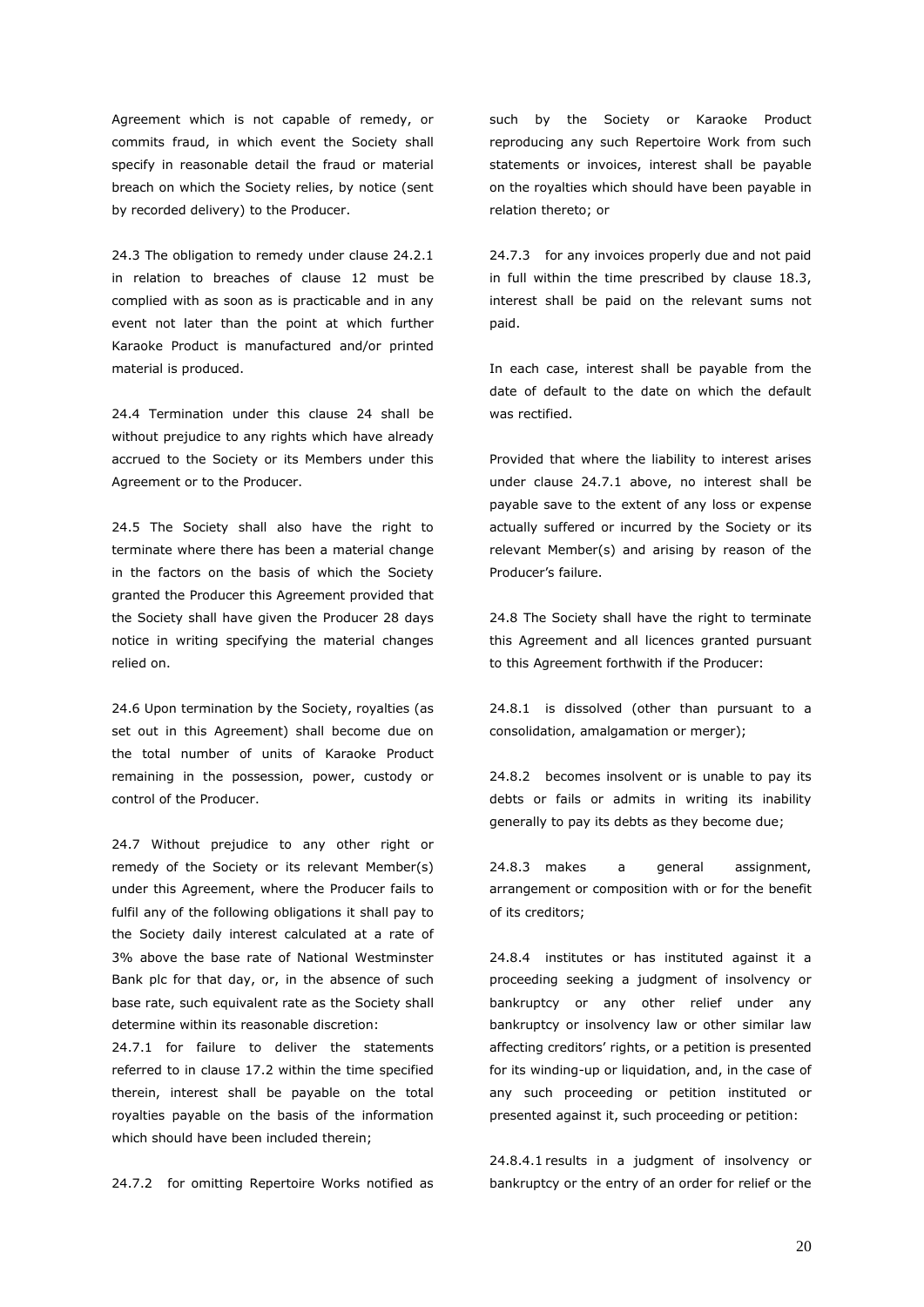Agreement which is not capable of remedy, or commits fraud, in which event the Society shall specify in reasonable detail the fraud or material breach on which the Society relies, by notice (sent by recorded delivery) to the Producer.

24.3 The obligation to remedy under clause 24.2.1 in relation to breaches of clause 12 must be complied with as soon as is practicable and in any event not later than the point at which further Karaoke Product is manufactured and/or printed material is produced.

24.4 Termination under this clause 24 shall be without prejudice to any rights which have already accrued to the Society or its Members under this Agreement or to the Producer.

24.5 The Society shall also have the right to terminate where there has been a material change in the factors on the basis of which the Society granted the Producer this Agreement provided that the Society shall have given the Producer 28 days notice in writing specifying the material changes relied on.

24.6 Upon termination by the Society, royalties (as set out in this Agreement) shall become due on the total number of units of Karaoke Product remaining in the possession, power, custody or control of the Producer.

24.7 Without prejudice to any other right or remedy of the Society or its relevant Member(s) under this Agreement, where the Producer fails to fulfil any of the following obligations it shall pay to the Society daily interest calculated at a rate of 3% above the base rate of National Westminster Bank plc for that day, or, in the absence of such base rate, such equivalent rate as the Society shall determine within its reasonable discretion:

24.7.1 for failure to deliver the statements referred to in clause 17.2 within the time specified therein, interest shall be payable on the total royalties payable on the basis of the information which should have been included therein;

24.7.2 for omitting Repertoire Works notified as such by the Society or Karaoke Product reproducing any such Repertoire Work from such statements or invoices, interest shall be payable on the royalties which should have been payable in relation thereto; or

24.7.3 for any invoices properly due and not paid in full within the time prescribed by clause 18.3, interest shall be paid on the relevant sums not paid.

In each case, interest shall be payable from the date of default to the date on which the default was rectified.

Provided that where the liability to interest arises under clause 24.7.1 above, no interest shall be payable save to the extent of any loss or expense actually suffered or incurred by the Society or its relevant Member(s) and arising by reason of the Producer's failure.

24.8 The Society shall have the right to terminate this Agreement and all licences granted pursuant to this Agreement forthwith if the Producer:

24.8.1 is dissolved (other than pursuant to a consolidation, amalgamation or merger);

24.8.2 becomes insolvent or is unable to pay its debts or fails or admits in writing its inability generally to pay its debts as they become due;

24.8.3 makes a general assignment, arrangement or composition with or for the benefit of its creditors;

24.8.4 institutes or has instituted against it a proceeding seeking a judgment of insolvency or bankruptcy or any other relief under any bankruptcy or insolvency law or other similar law affecting creditors' rights, or a petition is presented for its winding-up or liquidation, and, in the case of any such proceeding or petition instituted or presented against it, such proceeding or petition:

24.8.4.1 results in a judgment of insolvency or bankruptcy or the entry of an order for relief or the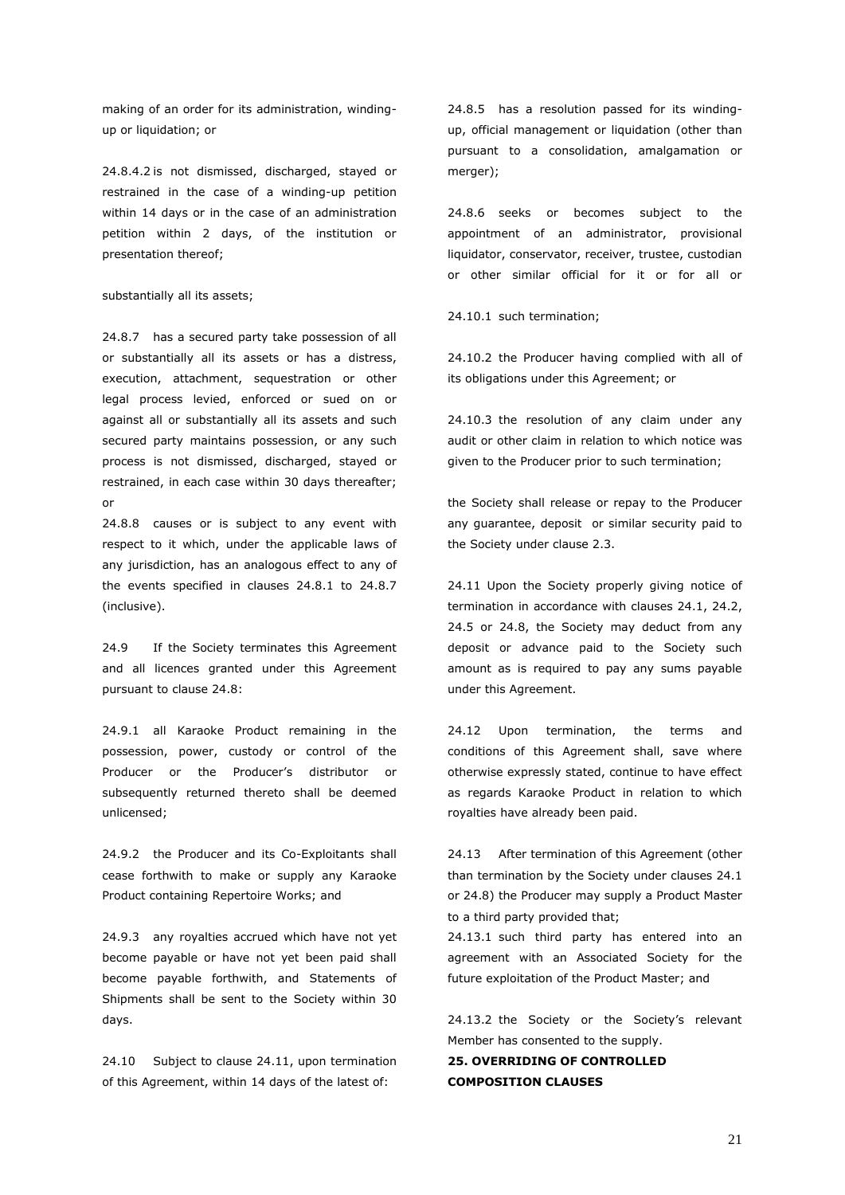making of an order for its administration, winding-up or liquidation; or

24.8.4.2 is not dismissed, discharged, stayed or restrained in the case of a winding-up petition within 14 days or in the case of an administration petition within 2 days, of the institution or presentation thereof;

substantially all its assets;

24.8.7 has a secured party take possession of all or substantially all its assets or has a distress, execution, attachment, sequestration or other legal process levied, enforced or sued on or against all or substantially all its assets and such secured party maintains possession, or any such process is not dismissed, discharged, stayed or restrained, in each case within 30 days thereafter; or

24.8.8 causes or is subject to any event with respect to it which, under the applicable laws of any jurisdiction, has an analogous effect to any of the events specified in clauses 24.8.1 to 24.8.7 (inclusive).

24.9 If the Society terminates this Agreement and all licences granted under this Agreement pursuant to clause 24.8:

24.9.1 all Karaoke Product remaining in the possession, power, custody or control of the Producer or the Producer's distributor or subsequently returned thereto shall be deemed unlicensed;

24.9.2 the Producer and its Co-Exploitants shall cease forthwith to make or supply any Karaoke Product containing Repertoire Works; and

24.9.3 any royalties accrued which have not yet become payable or have not yet been paid shall become payable forthwith, and Statements of Shipments shall be sent to the Society within 30 days.

24.10 Subject to clause 24.11, upon termination of this Agreement, within 14 days of the latest of:

24.8.5 has a resolution passed for its winding-up, official management or liquidation (other than pursuant to a consolidation, amalgamation or merger);

24.8.6 seeks or becomes subject to the appointment of an administrator, provisional liquidator, conservator, receiver, trustee, custodian or other similar official for it or for all or

24.10.1 such termination;

24.10.2 the Producer having complied with all of its obligations under this Agreement; or

24.10.3 the resolution of any claim under any audit or other claim in relation to which notice was given to the Producer prior to such termination;

the Society shall release or repay to the Producer any guarantee, deposit or similar security paid to the Society under clause 2.3.

24.11 Upon the Society properly giving notice of termination in accordance with clauses 24.1, 24.2, 24.5 or 24.8, the Society may deduct from any deposit or advance paid to the Society such amount as is required to pay any sums payable under this Agreement.

24.12 Upon termination, the terms and conditions of this Agreement shall, save where otherwise expressly stated, continue to have effect as regards Karaoke Product in relation to which royalties have already been paid.

24.13 After termination of this Agreement (other than termination by the Society under clauses 24.1 or 24.8) the Producer may supply a Product Master to a third party provided that;

24.13.1 such third party has entered into an agreement with an Associated Society for the future exploitation of the Product Master; and

24.13.2 the Society or the Society's relevant Member has consented to the supply.

**25. OVERRIDING OF CONTROLLED COMPOSITION CLAUSES**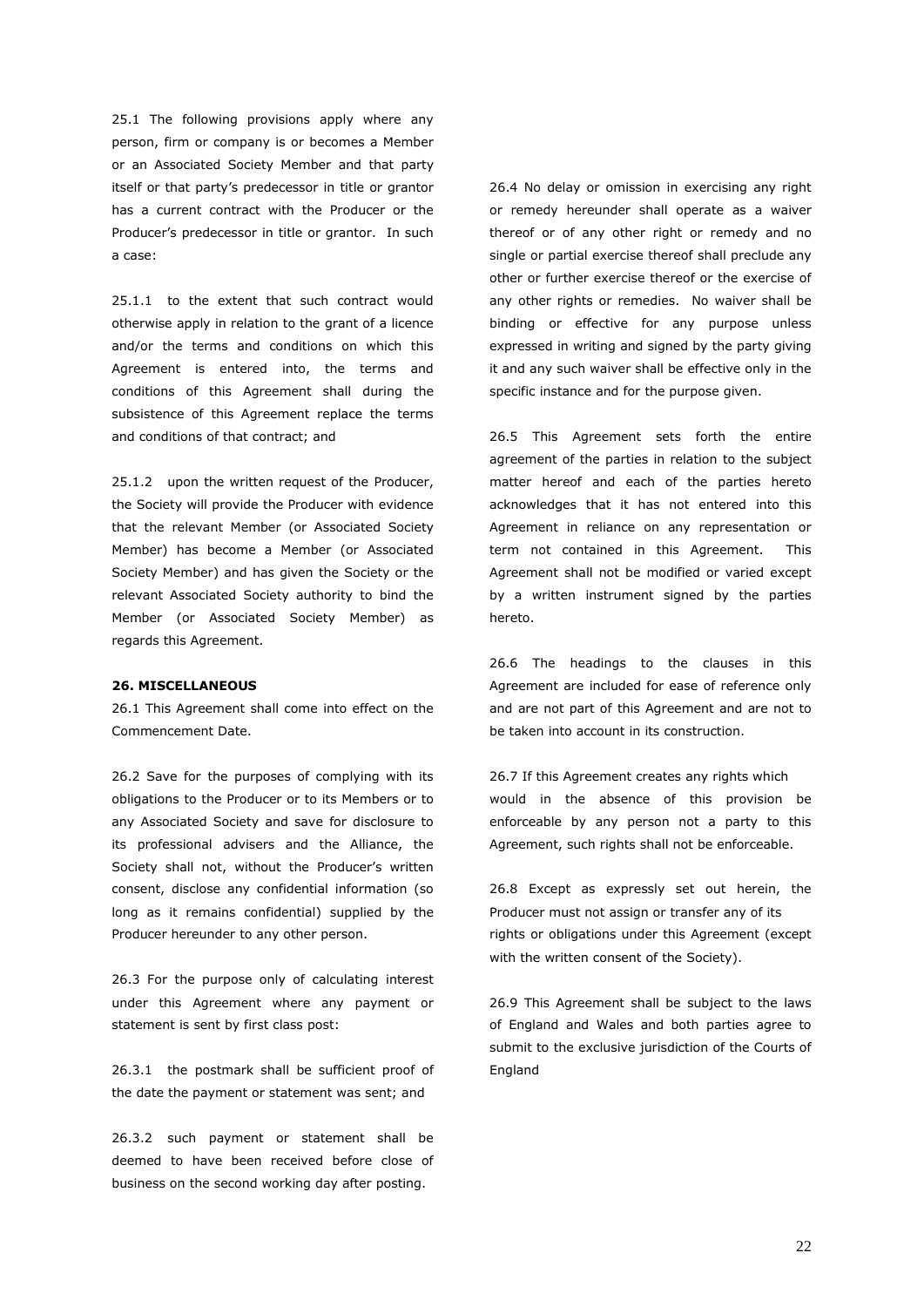25.1 The following provisions apply where any person, firm or company is or becomes a Member or an Associated Society Member and that party itself or that party's predecessor in title or grantor has a current contract with the Producer or the Producer's predecessor in title or grantor. In such a case:

25.1.1 to the extent that such contract would otherwise apply in relation to the grant of a licence and/or the terms and conditions on which this Agreement is entered into, the terms and conditions of this Agreement shall during the subsistence of this Agreement replace the terms and conditions of that contract; and

25.1.2 upon the written request of the Producer, the Society will provide the Producer with evidence that the relevant Member (or Associated Society Member) has become a Member (or Associated Society Member) and has given the Society or the relevant Associated Society authority to bind the Member (or Associated Society Member) as regards this Agreement.

**26. MISCELLANEOUS**

26.1 This Agreement shall come into effect on the Commencement Date.

26.2 Save for the purposes of complying with its obligations to the Producer or to its Members or to any Associated Society and save for disclosure to its professional advisers and the Alliance, the Society shall not, without the Producer's written consent, disclose any confidential information (so long as it remains confidential) supplied by the Producer hereunder to any other person.

26.3 For the purpose only of calculating interest under this Agreement where any payment or statement is sent by first class post:

26.3.1 the postmark shall be sufficient proof of the date the payment or statement was sent; and

26.3.2 such payment or statement shall be deemed to have been received before close of business on the second working day after posting.

26.4 No delay or omission in exercising any right or remedy hereunder shall operate as a waiver thereof or of any other right or remedy and no single or partial exercise thereof shall preclude any other or further exercise thereof or the exercise of any other rights or remedies. No waiver shall be binding or effective for any purpose unless expressed in writing and signed by the party giving it and any such waiver shall be effective only in the specific instance and for the purpose given.

26.5 This Agreement sets forth the entire agreement of the parties in relation to the subject matter hereof and each of the parties hereto acknowledges that it has not entered into this Agreement in reliance on any representation or term not contained in this Agreement. This Agreement shall not be modified or varied except by a written instrument signed by the parties hereto.

26.6 The headings to the clauses in this Agreement are included for ease of reference only and are not part of this Agreement and are not to be taken into account in its construction.

26.7 If this Agreement creates any rights which would in the absence of this provision be enforceable by any person not a party to this Agreement, such rights shall not be enforceable.

26.8 Except as expressly set out herein, the Producer must not assign or transfer any of its rights or obligations under this Agreement (except with the written consent of the Society).

26.9 This Agreement shall be subject to the laws of England and Wales and both parties agree to submit to the exclusive jurisdiction of the Courts of England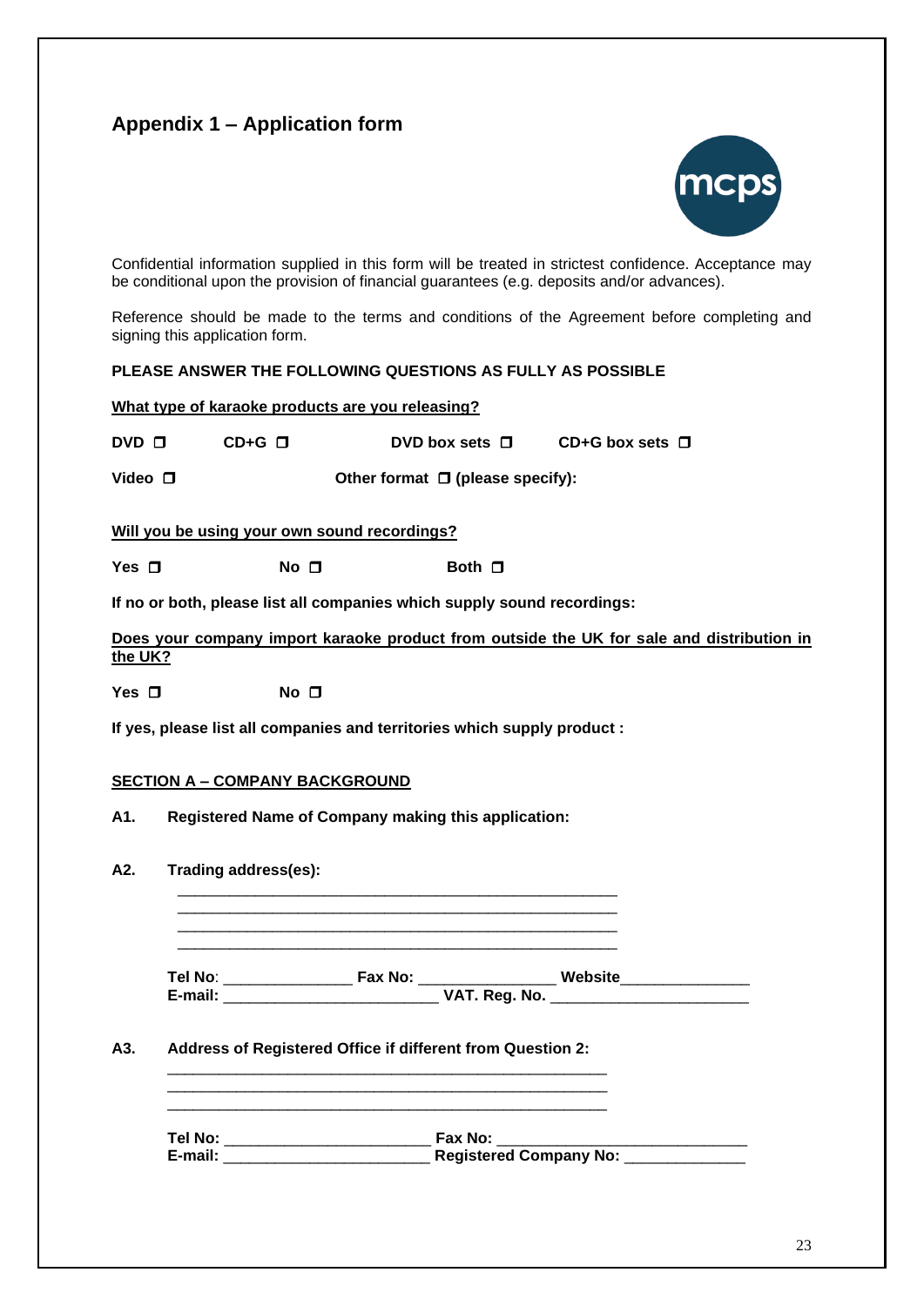## Appendix 1 – Application form

Confidential information supplied in this form will be treated in strictest confidence. Acceptance may be conditional upon the provision of financial guarantees (e.g. deposits and/or advances).

Reference should be made to the terms and conditions of the Agreement before completing and signing this application form.

**PLEASE ANSWER THE FOLLOWING QUESTIONS AS FULLY AS POSSIBLE**

**<u>What type of karaoke products are you releasing?</u>**

**DVD ❒ CD+G ❒ DVD box sets ❒ CD+G box sets ❒**

**Video ❒ Other format ❒ (please specify):**

**<u>Will you be using your own sound recordings?</u>**

**Yes ❒ No ❒ Both ❒**

**If no or both, please list all companies which supply sound recordings:**

**<u>Does your company import karaoke product from outside the UK for sale and distribution in the UK?</u>**

**Yes ❒ No ❒**

**If yes, please list all companies and territories which supply product :**

**<u>SECTION A – COMPANY BACKGROUND</u>**

**A1. Registered Name of Company making this application:**

**A2. Trading address(es):**

____________________________________________________
____________________________________________________
____________________________________________________
____________________________________________________

**Tel No**: _______________ **Fax No:** ________________ **Website**_______________
**E-mail:** _________________________ **VAT. Reg. No.** _______________________

**A3. Address of Registered Office if different from Question 2:**

____________________________________________________
____________________________________________________
____________________________________________________

**Tel No:** ________________________ **Fax No:** _____________________________
**E-mail:** ________________________ **Registered Company No:** ______________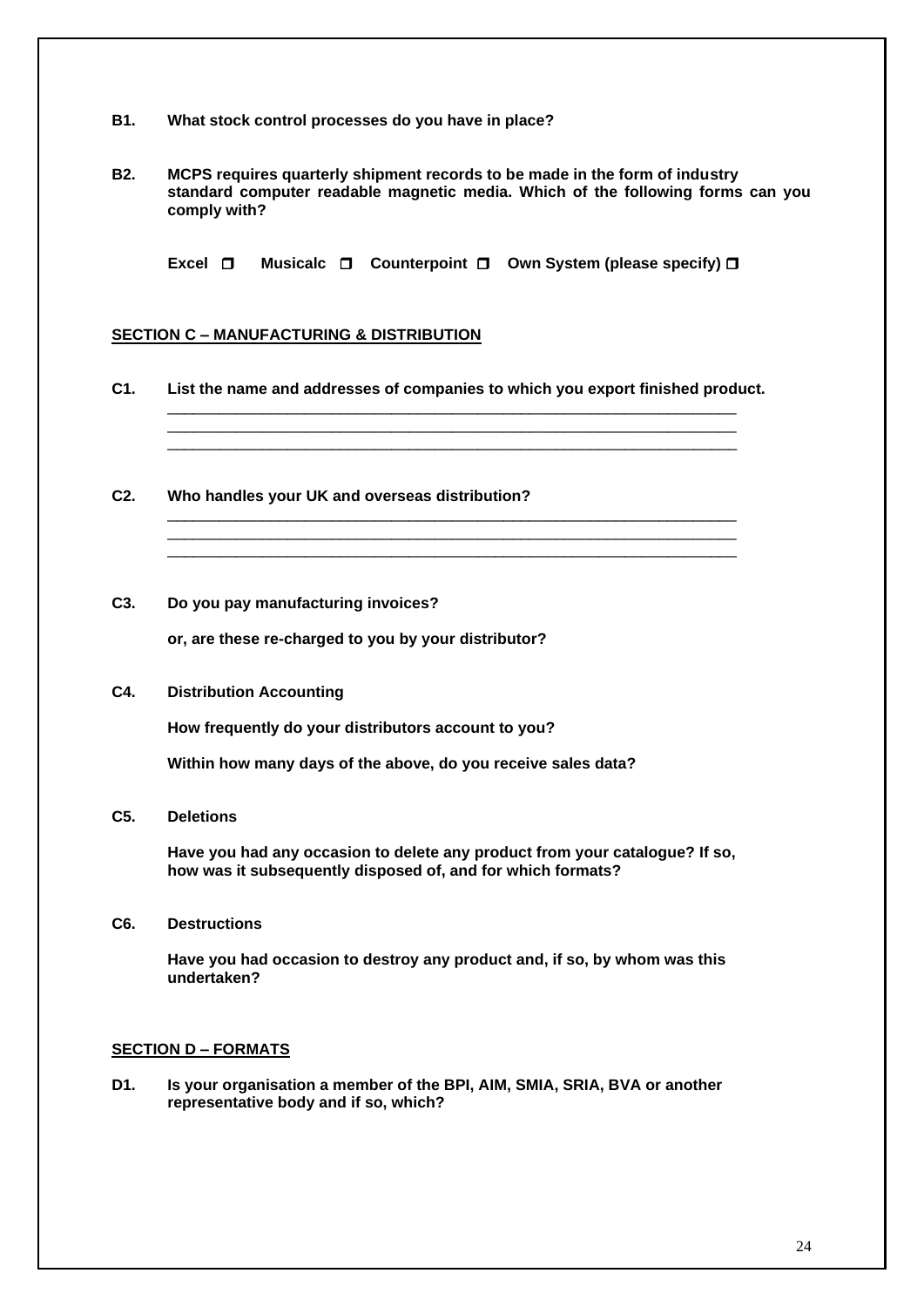**B1. What stock control processes do you have in place?**

**B2. MCPS requires quarterly shipment records to be made in the form of industry standard computer readable magnetic media. Which of the following forms can you comply with?**

**Excel ☐ Musicalc ☐ Counterpoint ☐ Own System (please specify) ☐**

**<u>SECTION C – MANUFACTURING & DISTRIBUTION</u>**

**C1. List the name and addresses of companies to which you export finished product.**

\_\_\_\_\_\_\_\_\_\_\_\_\_\_\_\_\_\_\_\_\_\_\_\_\_\_\_\_\_\_\_\_\_\_\_\_\_\_\_\_\_\_\_\_\_\_\_\_\_\_\_\_\_\_\_\_\_\_\_\_\_\_\_\_\_\_
\_\_\_\_\_\_\_\_\_\_\_\_\_\_\_\_\_\_\_\_\_\_\_\_\_\_\_\_\_\_\_\_\_\_\_\_\_\_\_\_\_\_\_\_\_\_\_\_\_\_\_\_\_\_\_\_\_\_\_\_\_\_\_\_\_\_
\_\_\_\_\_\_\_\_\_\_\_\_\_\_\_\_\_\_\_\_\_\_\_\_\_\_\_\_\_\_\_\_\_\_\_\_\_\_\_\_\_\_\_\_\_\_\_\_\_\_\_\_\_\_\_\_\_\_\_\_\_\_\_\_\_\_

**C2. Who handles your UK and overseas distribution?**

\_\_\_\_\_\_\_\_\_\_\_\_\_\_\_\_\_\_\_\_\_\_\_\_\_\_\_\_\_\_\_\_\_\_\_\_\_\_\_\_\_\_\_\_\_\_\_\_\_\_\_\_\_\_\_\_\_\_\_\_\_\_\_\_\_\_
\_\_\_\_\_\_\_\_\_\_\_\_\_\_\_\_\_\_\_\_\_\_\_\_\_\_\_\_\_\_\_\_\_\_\_\_\_\_\_\_\_\_\_\_\_\_\_\_\_\_\_\_\_\_\_\_\_\_\_\_\_\_\_\_\_\_
\_\_\_\_\_\_\_\_\_\_\_\_\_\_\_\_\_\_\_\_\_\_\_\_\_\_\_\_\_\_\_\_\_\_\_\_\_\_\_\_\_\_\_\_\_\_\_\_\_\_\_\_\_\_\_\_\_\_\_\_\_\_\_\_\_\_

**C3. Do you pay manufacturing invoices?**

**or, are these re-charged to you by your distributor?**

**C4. Distribution Accounting**

**How frequently do your distributors account to you?**

**Within how many days of the above, do you receive sales data?**

**C5. Deletions**

**Have you had any occasion to delete any product from your catalogue? If so, how was it subsequently disposed of, and for which formats?**

**C6. Destructions**

**Have you had occasion to destroy any product and, if so, by whom was this undertaken?**

**<u>SECTION D – FORMATS</u>**

**D1. Is your organisation a member of the BPI, AIM, SMIA, SRIA, BVA or another representative body and if so, which?**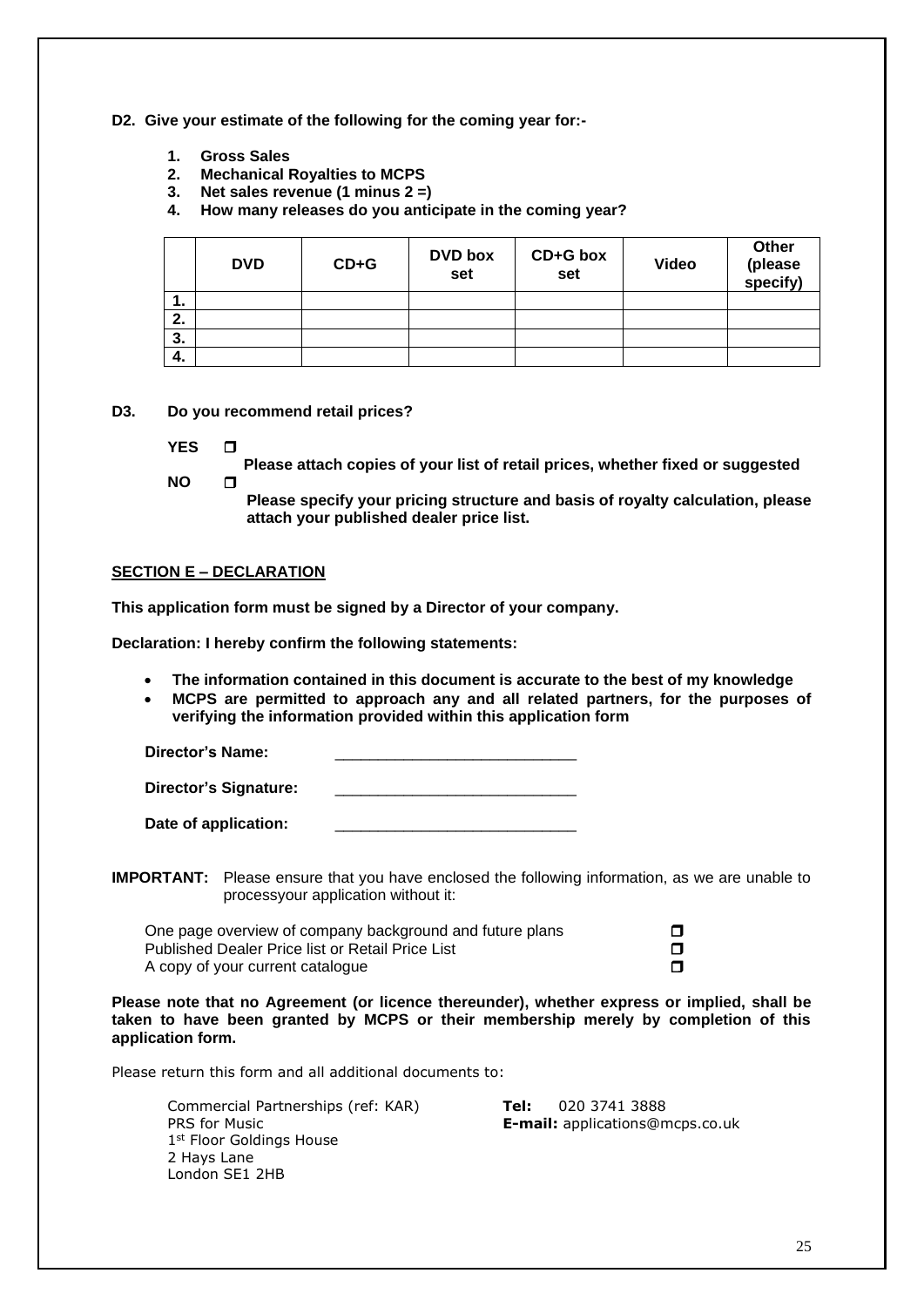**D2. Give your estimate of the following for the coming year for:-**

1. **Gross Sales**
2. **Mechanical Royalties to MCPS**
3. **Net sales revenue (1 minus 2 =)**
4. **How many releases do you anticipate in the coming year?**

| | DVD | CD+G | DVD box set | CD+G box set | Video | Other (please specify) |
|---|---|---|---|---|---|---|
| 1. | | | | | | |
| 2. | | | | | | |
| 3. | | | | | | |
| 4. | | | | | | |

**D3. Do you recommend retail prices?**

**YES** ☐
**Please attach copies of your list of retail prices, whether fixed or suggested**

**NO** ☐
**Please specify your pricing structure and basis of royalty calculation, please attach your published dealer price list.**

## SECTION E – DECLARATION

**This application form must be signed by a Director of your company.**

**Declaration: I hereby confirm the following statements:**

- **The information contained in this document is accurate to the best of my knowledge**
- **MCPS are permitted to approach any and all related partners, for the purposes of verifying the information provided within this application form**

**Director's Name:** ____________________________

**Director's Signature:** ____________________________

**Date of application:** ____________________________

**IMPORTANT:** Please ensure that you have enclosed the following information, as we are unable to processyour application without it:

One page overview of company background and future plans ☐
Published Dealer Price list or Retail Price List ☐
A copy of your current catalogue ☐

**Please note that no Agreement (or licence thereunder), whether express or implied, shall be taken to have been granted by MCPS or their membership merely by completion of this application form.**

Please return this form and all additional documents to:

Commercial Partnerships (ref: KAR)
PRS for Music
1st Floor Goldings House
2 Hays Lane
London SE1 2HB

**Tel:** 020 3741 3888
**E-mail:** applications@mcps.co.uk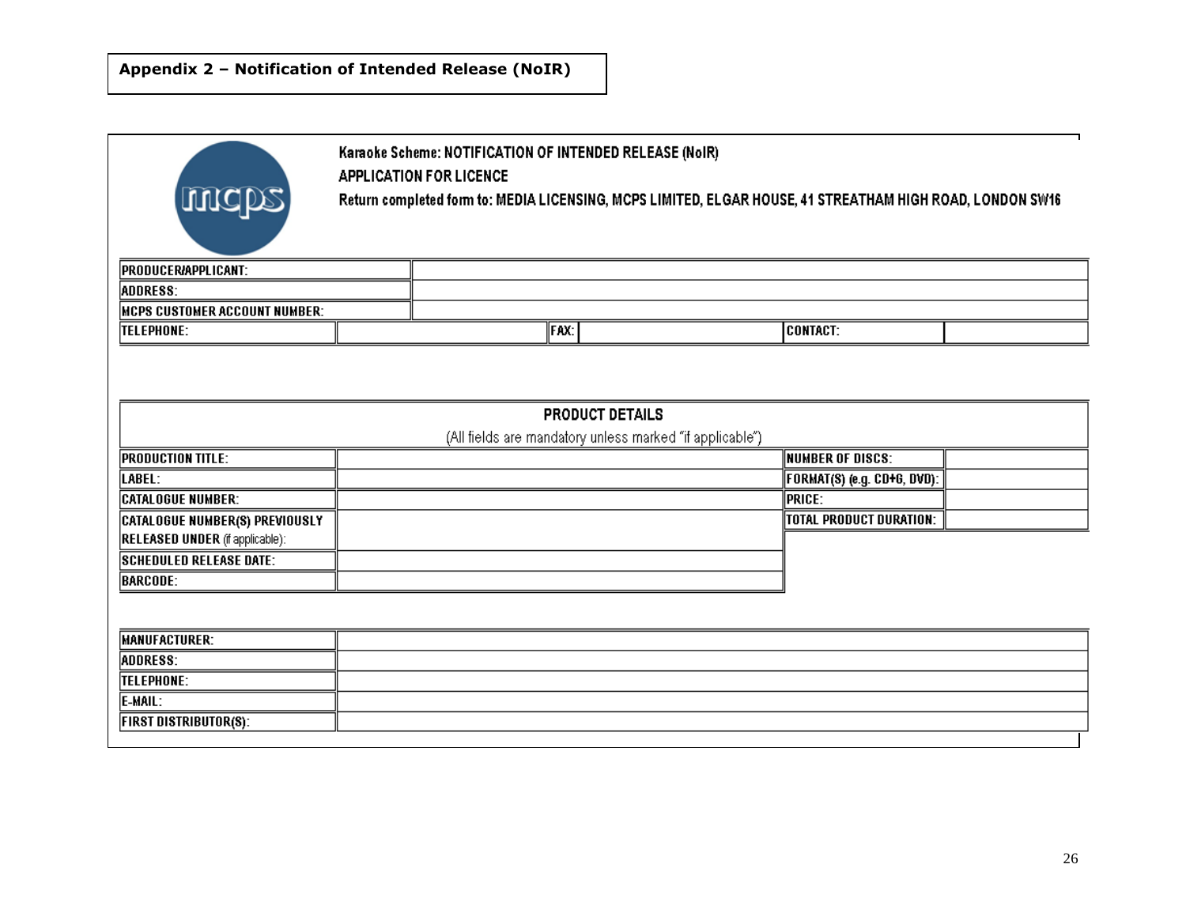## Appendix 2 – Notification of Intended Release (NoIR)

mcps

**Karaoke Scheme: NOTIFICATION OF INTENDED RELEASE (NoIR)**

**APPLICATION FOR LICENCE**

**Return completed form to: MEDIA LICENSING, MCPS LIMITED, ELGAR HOUSE, 41 STREATHAM HIGH ROAD, LONDON SW16**

| PRODUCER/APPLICANT: | | | | | |
|---|---|---|---|---|---|
| ADDRESS: | | | | | |
| MCPS CUSTOMER ACCOUNT NUMBER: | | | | | |
| TELEPHONE: | | FAX: | | CONTACT: | |

**PRODUCT DETAILS**

(All fields are mandatory unless marked "if applicable")

| | | | |
|---|---|---|---|
| PRODUCTION TITLE: | | NUMBER OF DISCS: | |
| LABEL: | | FORMAT(S) (e.g. CD+G, DVD): | |
| CATALOGUE NUMBER: | | PRICE: | |
| CATALOGUE NUMBER(S) PREVIOUSLY RELEASED UNDER (if applicable): | | TOTAL PRODUCT DURATION: | |
| SCHEDULED RELEASE DATE: | | | |
| BARCODE: | | | |

| | |
|---|---|
| MANUFACTURER: | |
| ADDRESS: | |
| TELEPHONE: | |
| E-MAIL: | |
| FIRST DISTRIBUTOR(S): | |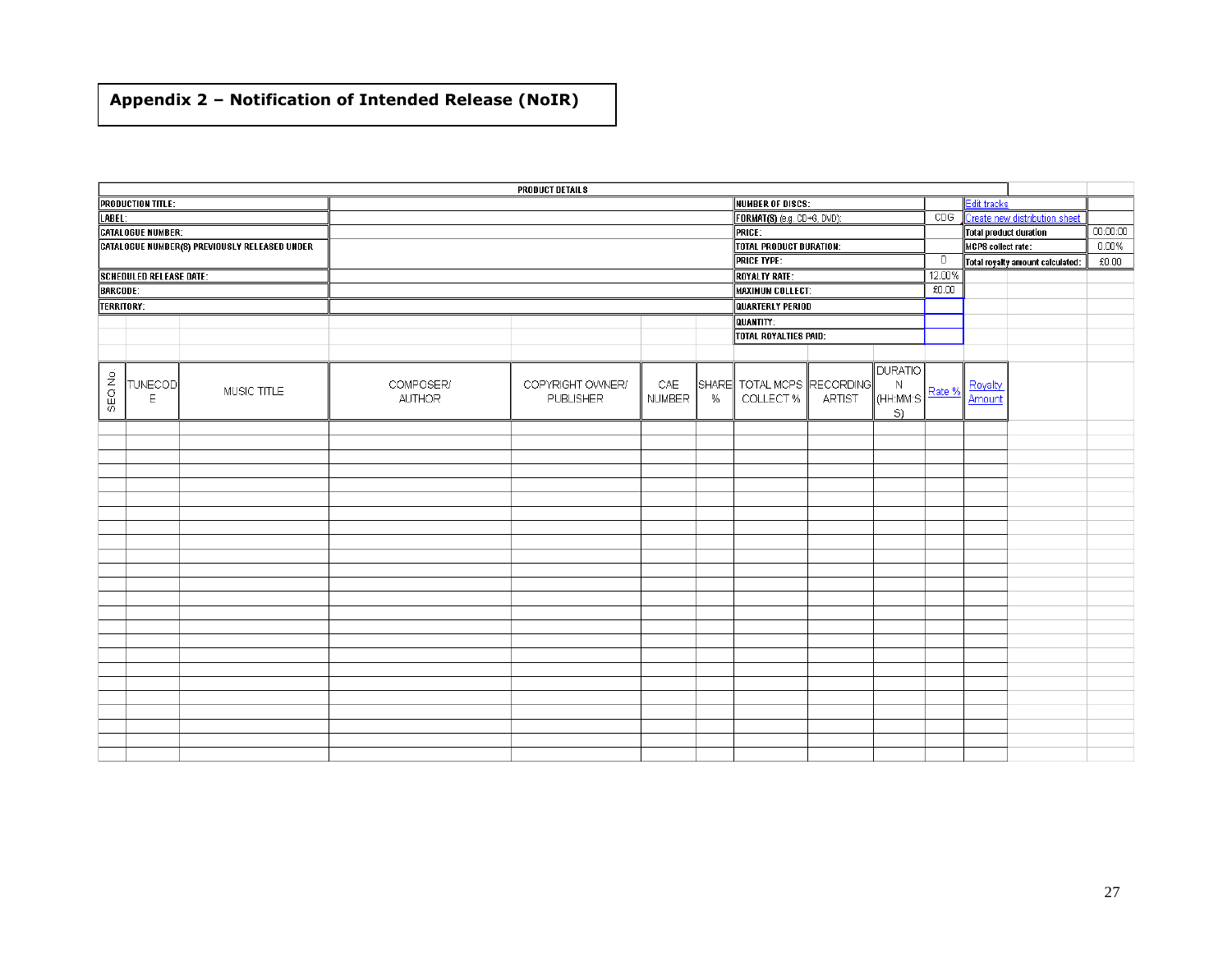## Appendix 2 – Notification of Intended Release (NoIR)

| PRODUCT DETAILS | | | | | | |
|---|---|---|---|---|---|---|
| PRODUCTION TITLE: | | NUMBER OF DISCS: | | Edit tracks | | |
| LABEL: | | FORMAT(S) (e.g. CD+G, DVD): | CDG | Create new distribution sheet | | |
| CATALOGUE NUMBER: | | PRICE: | | Total product duration | | 00:00:00 |
| CATALOGUE NUMBER(S) PREVIOUSLY RELEASED UNDER | | TOTAL PRODUCT DURATION: | | MCPS collect rate: | | 0.00% |
| | | PRICE TYPE: | 0 | Total royalty amount calculated: | | £0.00 |
| SCHEDULED RELEASE DATE: | | ROYALTY RATE: | 12.00% | | | |
| BARCODE: | | MAXIMUM COLLECT: | £0.00 | | | |
| TERRITORY: | | QUARTERLY PERIOD | | | | |
| | | QUANTITY: | | | | |
| | | TOTAL ROYALTIES PAID: | | | | |

| SEQ No | TUNECODE | MUSIC TITLE | COMPOSER/ AUTHOR | COPYRIGHT OWNER/ PUBLISHER | CAE NUMBER | SHARE % | TOTAL MCPS COLLECT % | RECORDING ARTIST | DURATION (HH:MM:SS) | Rate % | Royalty Amount |
|---|---|---|---|---|---|---|---|---|---|---|---|
| | | | | | | | | | | | |
| | | | | | | | | | | | |
| | | | | | | | | | | | |
| | | | | | | | | | | | |
| | | | | | | | | | | | |
| | | | | | | | | | | | |
| | | | | | | | | | | | |
| | | | | | | | | | | | |
| | | | | | | | | | | | |
| | | | | | | | | | | | |
| | | | | | | | | | | | |
| | | | | | | | | | | | |
| | | | | | | | | | | | |
| | | | | | | | | | | | |
| | | | | | | | | | | | |
| | | | | | | | | | | | |
| | | | | | | | | | | | |
| | | | | | | | | | | | |
| | | | | | | | | | | | |
| | | | | | | | | | | | |
| | | | | | | | | | | | |
| | | | | | | | | | | | |
| | | | | | | | | | | | |
| | | | | | | | | | | | |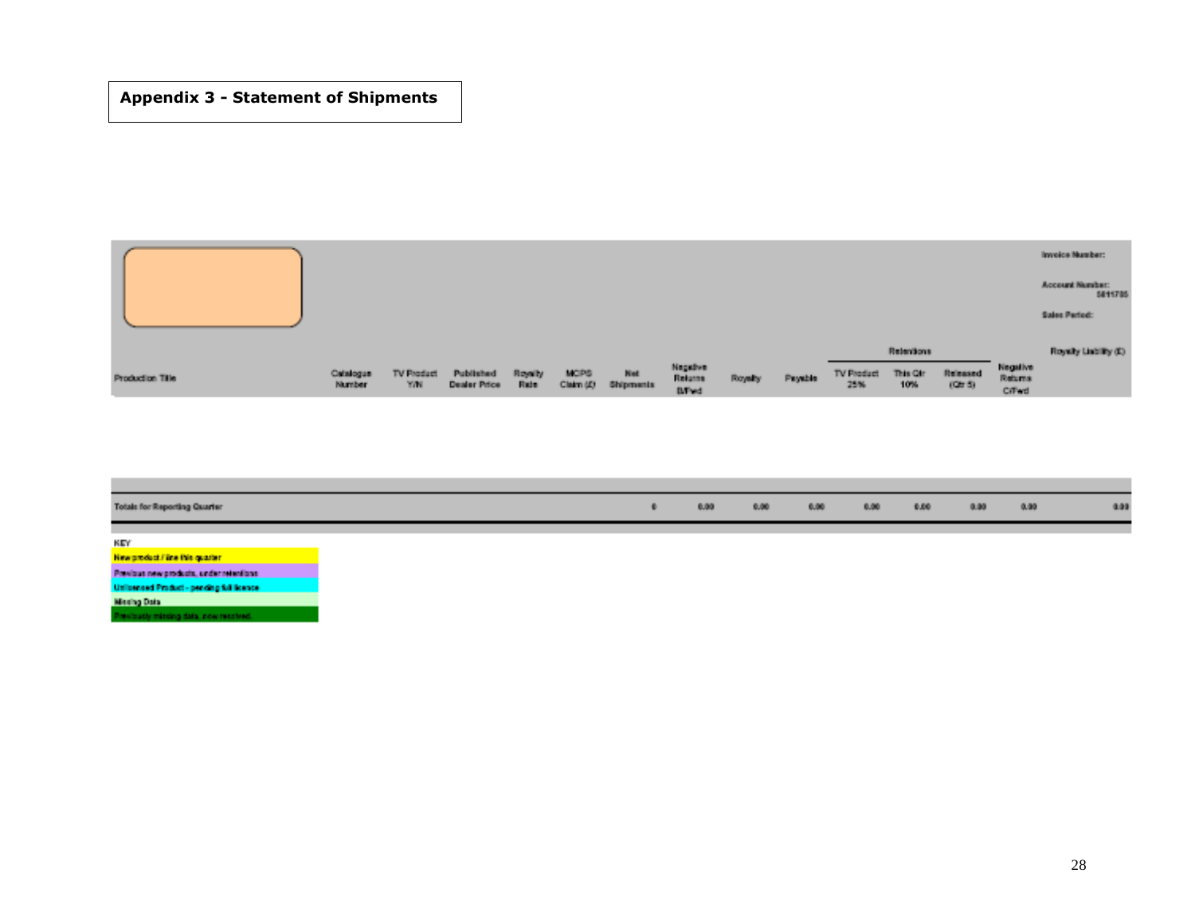## Appendix 3 - Statement of Shipments

Invoice Number:

Account Number: 5011705

Sales Period:

| Production Title | Catalogue Number | TV Product Y/N | Published Dealer Price | Royalty Rate | MCPS Claim (£) | Net Shipments | Negative Returns B/Fwd | Royalty | Payable | Retentions TV Product 25% | Retentions This Qtr 10% | Retentions Released (Qtr 5) | Negative Returns C/Fwd | Royalty Liability (£) |
|---|---|---|---|---|---|---|---|---|---|---|---|---|---|---|
| | | | | | | | | | | | | | | |
| Totals for Reporting Quarter | | | | | | 0 | 0.00 | 0.00 | 0.00 | 0.00 | 0.00 | 0.00 | 0.00 | 0.00 |

KEY

- New product / line this quarter
- Previous new products, under retentions
- Unlicensed Product - pending full licence
- Missing Data
- Previously missing data, now received